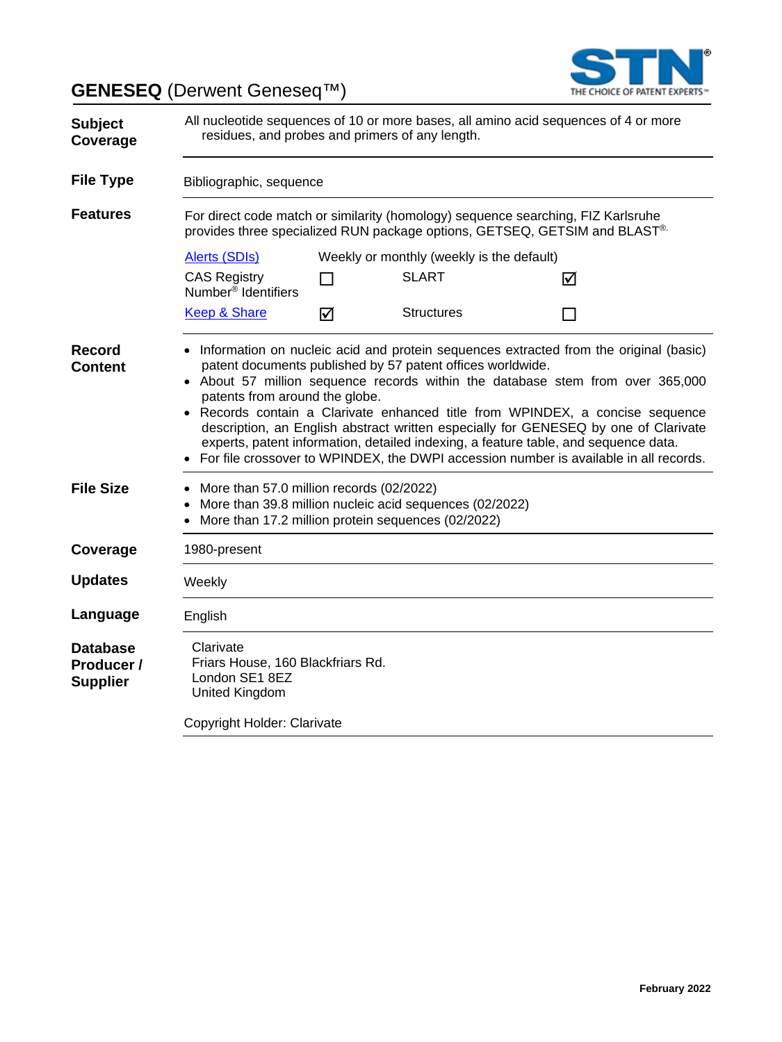# **GENESEQ** (Derwent Geneseq™)

| | |
|---|---|
| **Subject Coverage** | All nucleotide sequences of 10 or more bases, all amino acid sequences of 4 or more residues, and probes and primers of any length. |
| **File Type** | Bibliographic, sequence |
| **Features** | For direct code match or similarity (homology) sequence searching, FIZ Karlsruhe provides three specialized RUN package options, GETSEQ, GETSIM and BLAST®. |

| | | | |
|---|---|---|---|
| Alerts (SDIs) | Weekly or monthly (weekly is the default) | | |
| CAS Registry Number® Identifiers | ☐ | SLART | ☑ |
| Keep & Share | ☑ | Structures | ☐ |

**Record Content**

- Information on nucleic acid and protein sequences extracted from the original (basic) patent documents published by 57 patent offices worldwide.
- About 57 million sequence records within the database stem from over 365,000 patents from around the globe.
- Records contain a Clarivate enhanced title from WPINDEX, a concise sequence description, an English abstract written especially for GENESEQ by one of Clarivate experts, patent information, detailed indexing, a feature table, and sequence data.
- For file crossover to WPINDEX, the DWPI accession number is available in all records.

**File Size**

- More than 57.0 million records (02/2022)
- More than 39.8 million nucleic acid sequences (02/2022)
- More than 17.2 million protein sequences (02/2022)

| | |
|---|---|
| **Coverage** | 1980-present |
| **Updates** | Weekly |
| **Language** | English |

**Database Producer / Supplier**

Clarivate
Friars House, 160 Blackfriars Rd.
London SE1 8EZ
United Kingdom

Copyright Holder: Clarivate

February 2022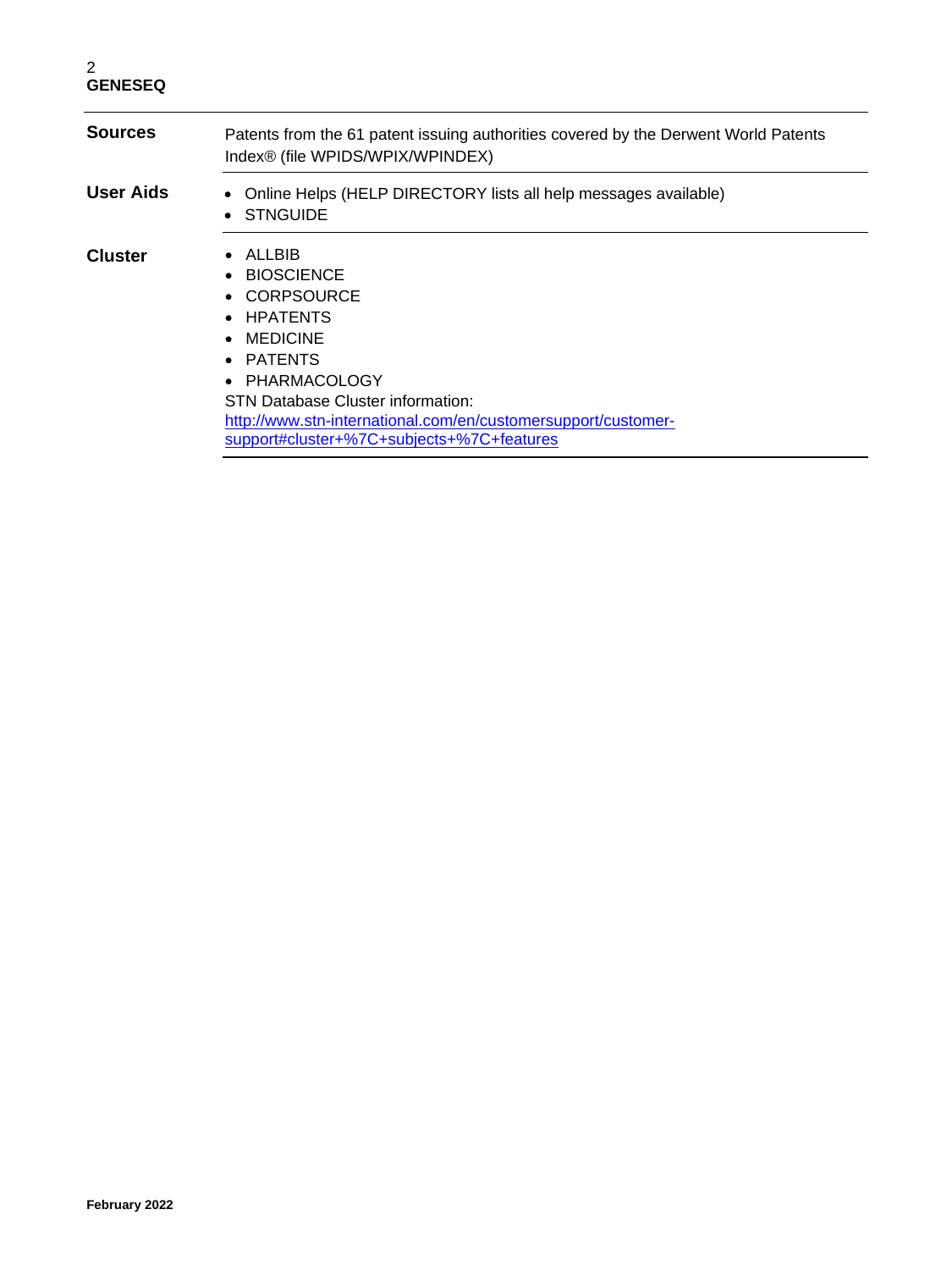| | |
|---|---|
| **Sources** | Patents from the 61 patent issuing authorities covered by the Derwent World Patents Index® (file WPIDS/WPIX/WPINDEX) |
| **User Aids** | • Online Helps (HELP DIRECTORY lists all help messages available)<br>• STNGUIDE |
| **Cluster** | • ALLBIB<br>• BIOSCIENCE<br>• CORPSOURCE<br>• HPATENTS<br>• MEDICINE<br>• PATENTS<br>• PHARMACOLOGY<br>STN Database Cluster information:<br>http://www.stn-international.com/en/customersupport/customer-support#cluster+%7C+subjects+%7C+features |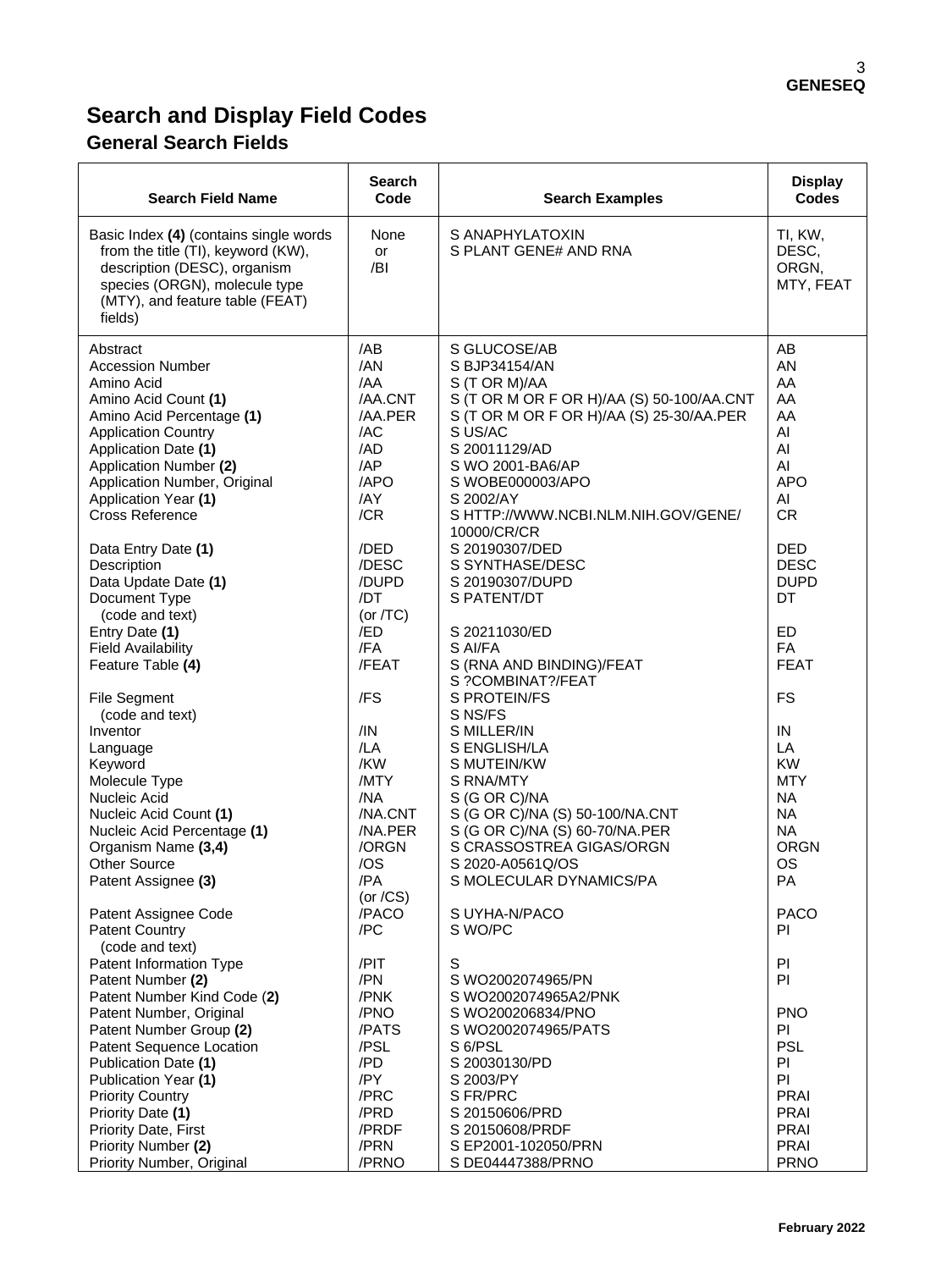# Search and Display Field Codes

## General Search Fields

| Search Field Name | Search Code | Search Examples | Display Codes |
|---|---|---|---|
| Basic Index **(4)** (contains single words from the title (TI), keyword (KW), description (DESC), organism species (ORGN), molecule type (MTY), and feature table (FEAT) fields) | None or /BI | S ANAPHYLATOXIN<br>S PLANT GENE# AND RNA | TI, KW, DESC, ORGN, MTY, FEAT |
| Abstract | /AB | S GLUCOSE/AB | AB |
| Accession Number | /AN | S BJP34154/AN | AN |
| Amino Acid | /AA | S (T OR M)/AA | AA |
| Amino Acid Count **(1)** | /AA.CNT | S (T OR M OR F OR H)/AA (S) 50-100/AA.CNT | AA |
| Amino Acid Percentage **(1)** | /AA.PER | S (T OR M OR F OR H)/AA (S) 25-30/AA.PER | AA |
| Application Country | /AC | S US/AC | AI |
| Application Date **(1)** | /AD | S 20011129/AD | AI |
| Application Number **(2)** | /AP | S WO 2001-BA6/AP | AI |
| Application Number, Original | /APO | S WOBE000003/APO | APO |
| Application Year **(1)** | /AY | S 2002/AY | AI |
| Cross Reference | /CR | S HTTP://WWW.NCBI.NLM.NIH.GOV/GENE/ 10000/CR/CR | CR |
| Data Entry Date **(1)** | /DED | S 20190307/DED | DED |
| Description | /DESC | S SYNTHASE/DESC | DESC |
| Data Update Date **(1)** | /DUPD | S 20190307/DUPD | DUPD |
| Document Type (code and text) | /DT (or /TC) | S PATENT/DT | DT |
| Entry Date **(1)** | /ED | S 20211030/ED | ED |
| Field Availability | /FA | S AI/FA | FA |
| Feature Table **(4)** | /FEAT | S (RNA AND BINDING)/FEAT<br>S ?COMBINAT?/FEAT | FEAT |
| File Segment (code and text) | /FS | S PROTEIN/FS<br>S NS/FS | FS |
| Inventor | /IN | S MILLER/IN | IN |
| Language | /LA | S ENGLISH/LA | LA |
| Keyword | /KW | S MUTEIN/KW | KW |
| Molecule Type | /MTY | S RNA/MTY | MTY |
| Nucleic Acid | /NA | S (G OR C)/NA | NA |
| Nucleic Acid Count **(1)** | /NA.CNT | S (G OR C)/NA (S) 50-100/NA.CNT | NA |
| Nucleic Acid Percentage **(1)** | /NA.PER | S (G OR C)/NA (S) 60-70/NA.PER | NA |
| Organism Name **(3,4)** | /ORGN | S CRASSOSTREA GIGAS/ORGN | ORGN |
| Other Source | /OS | S 2020-A0561Q/OS | OS |
| Patent Assignee **(3)** | /PA (or /CS) | S MOLECULAR DYNAMICS/PA | PA |
| Patent Assignee Code | /PACO | S UYHA-N/PACO | PACO |
| Patent Country (code and text) | /PC | S WO/PC | PI |
| Patent Information Type | /PIT | S | PI |
| Patent Number **(2)** | /PN | S WO2002074965/PN | PI |
| Patent Number Kind Code (**2**) | /PNK | S WO2002074965A2/PNK | |
| Patent Number, Original | /PNO | S WO200206834/PNO | PNO |
| Patent Number Group **(2)** | /PATS | S WO2002074965/PATS | PI |
| Patent Sequence Location | /PSL | S 6/PSL | PSL |
| Publication Date **(1)** | /PD | S 20030130/PD | PI |
| Publication Year **(1)** | /PY | S 2003/PY | PI |
| Priority Country | /PRC | S FR/PRC | PRAI |
| Priority Date **(1)** | /PRD | S 20150606/PRD | PRAI |
| Priority Date, First | /PRDF | S 20150608/PRDF | PRAI |
| Priority Number **(2)** | /PRN | S EP2001-102050/PRN | PRAI |
| Priority Number, Original | /PRNO | S DE04447388/PRNO | PRNO |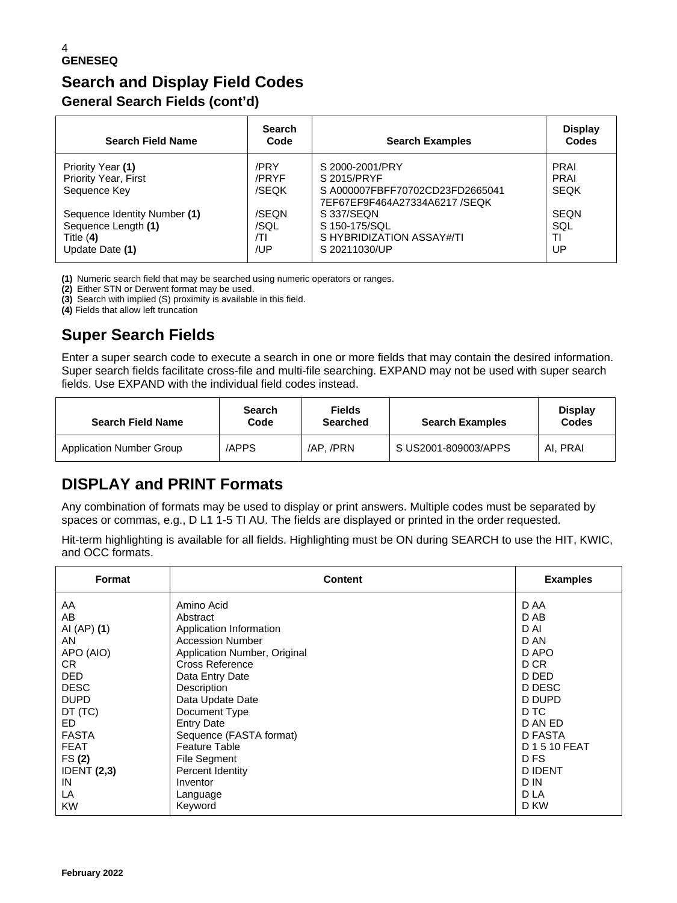## Search and Display Field Codes

### General Search Fields (cont'd)

| Search Field Name | Search Code | Search Examples | Display Codes |
|---|---|---|---|
| Priority Year **(1)** | /PRY | S 2000-2001/PRY | PRAI |
| Priority Year, First | /PRYF | S 2015/PRYF | PRAI |
| Sequence Key | /SEQK | S A000007FBFF70702CD23FD2665041 7EF67EF9F464A27334A6217 /SEQK | SEQK |
| Sequence Identity Number **(1)** | /SEQN | S 337/SEQN | SEQN |
| Sequence Length **(1)** | /SQL | S 150-175/SQL | SQL |
| Title (**4)** | /TI | S HYBRIDIZATION ASSAY#/TI | TI |
| Update Date **(1)** | /UP | S 20211030/UP | UP |

**(1)** Numeric search field that may be searched using numeric operators or ranges.
**(2)** Either STN or Derwent format may be used.
**(3)** Search with implied (S) proximity is available in this field.
**(4)** Fields that allow left truncation

## Super Search Fields

Enter a super search code to execute a search in one or more fields that may contain the desired information. Super search fields facilitate cross-file and multi-file searching. EXPAND may not be used with super search fields. Use EXPAND with the individual field codes instead.

| Search Field Name | Search Code | Fields Searched | Search Examples | Display Codes |
|---|---|---|---|---|
| Application Number Group | /APPS | /AP, /PRN | S US2001-809003/APPS | AI, PRAI |

## DISPLAY and PRINT Formats

Any combination of formats may be used to display or print answers. Multiple codes must be separated by spaces or commas, e.g., D L1 1-5 TI AU. The fields are displayed or printed in the order requested.

Hit-term highlighting is available for all fields. Highlighting must be ON during SEARCH to use the HIT, KWIC, and OCC formats.

| Format | Content | Examples |
|---|---|---|
| AA | Amino Acid | D AA |
| AB | Abstract | D AB |
| AI (AP) **(1**) | Application Information | D AI |
| AN | Accession Number | D AN |
| APO (AIO) | Application Number, Original | D APO |
| CR | Cross Reference | D CR |
| DED | Data Entry Date | D DED |
| DESC | Description | D DESC |
| DUPD | Data Update Date | D DUPD |
| DT (TC) | Document Type | D TC |
| ED | Entry Date | D AN ED |
| FASTA | Sequence (FASTA format) | D FASTA |
| FEAT | Feature Table | D 1 5 10 FEAT |
| FS **(2)** | File Segment | D FS |
| IDENT **(2,3)** | Percent Identity | D IDENT |
| IN | Inventor | D IN |
| LA | Language | D LA |
| KW | Keyword | D KW |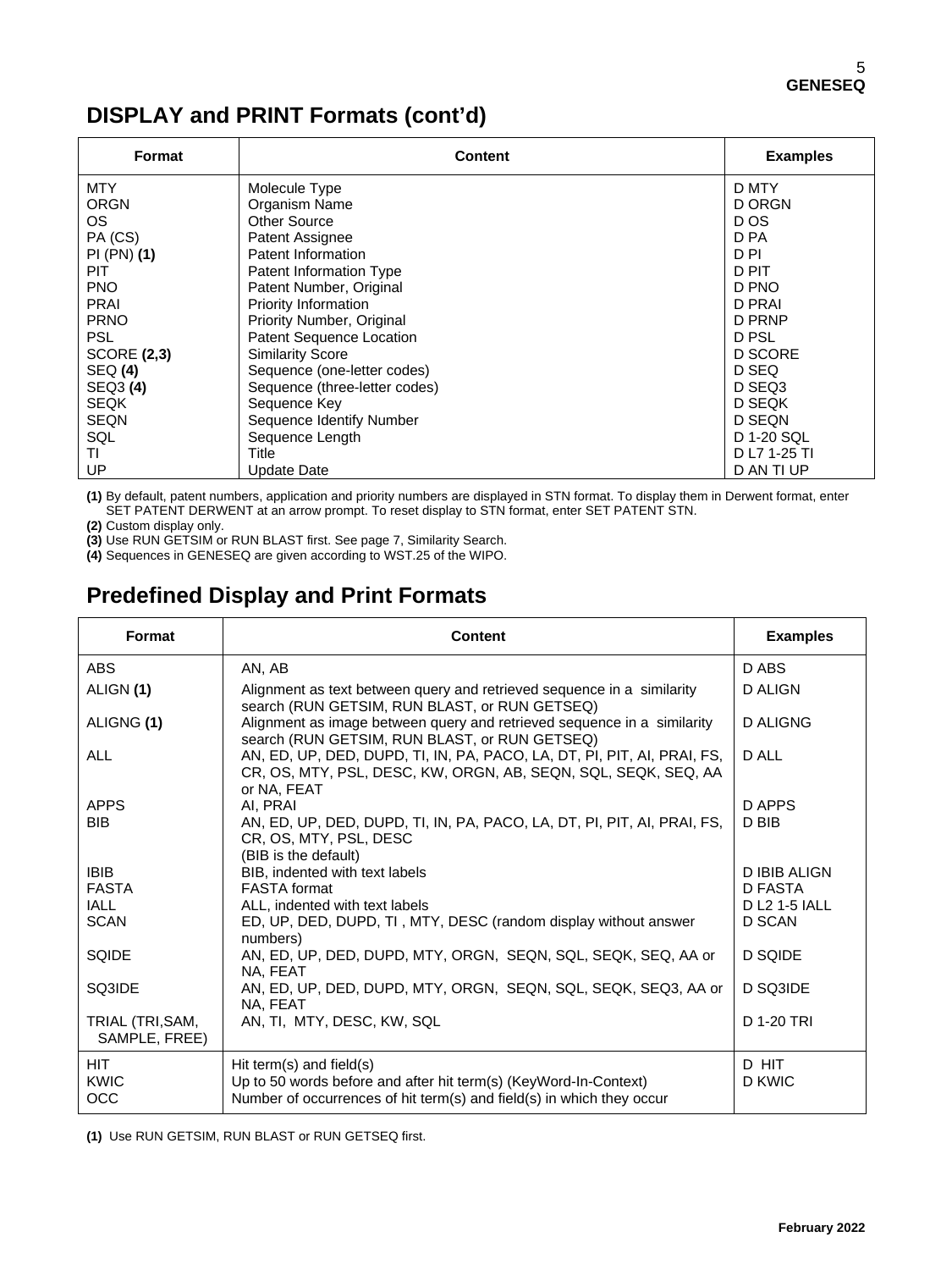## DISPLAY and PRINT Formats (cont'd)

| Format | Content | Examples |
|---|---|---|
| MTY | Molecule Type | D MTY |
| ORGN | Organism Name | D ORGN |
| OS | Other Source | D OS |
| PA (CS) | Patent Assignee | D PA |
| PI (PN) **(1)** | Patent Information | D PI |
| PIT | Patent Information Type | D PIT |
| PNO | Patent Number, Original | D PNO |
| PRAI | Priority Information | D PRAI |
| PRNO | Priority Number, Original | D PRNP |
| PSL | Patent Sequence Location | D PSL |
| SCORE **(2,3)** | Similarity Score | D SCORE |
| SEQ **(4)** | Sequence (one-letter codes) | D SEQ |
| SEQ3 **(4)** | Sequence (three-letter codes) | D SEQ3 |
| SEQK | Sequence Key | D SEQK |
| SEQN | Sequence Identify Number | D SEQN |
| SQL | Sequence Length | D 1-20 SQL |
| TI | Title | D L7 1-25 TI |
| UP | Update Date | D AN TI UP |

**(1)** By default, patent numbers, application and priority numbers are displayed in STN format. To display them in Derwent format, enter SET PATENT DERWENT at an arrow prompt. To reset display to STN format, enter SET PATENT STN.
**(2)** Custom display only.
**(3)** Use RUN GETSIM or RUN BLAST first. See page 7, Similarity Search.
**(4)** Sequences in GENESEQ are given according to WST.25 of the WIPO.

## Predefined Display and Print Formats

| Format | Content | Examples |
|---|---|---|
| ABS | AN, AB | D ABS |
| ALIGN **(1)** | Alignment as text between query and retrieved sequence in a similarity search (RUN GETSIM, RUN BLAST, or RUN GETSEQ) | D ALIGN |
| ALIGNG **(1)** | Alignment as image between query and retrieved sequence in a similarity search (RUN GETSIM, RUN BLAST, or RUN GETSEQ) | D ALIGNG |
| ALL | AN, ED, UP, DED, DUPD, TI, IN, PA, PACO, LA, DT, PI, PIT, AI, PRAI, FS, CR, OS, MTY, PSL, DESC, KW, ORGN, AB, SEQN, SQL, SEQK, SEQ, AA or NA, FEAT | D ALL |
| APPS | AI, PRAI | D APPS |
| BIB | AN, ED, UP, DED, DUPD, TI, IN, PA, PACO, LA, DT, PI, PIT, AI, PRAI, FS, CR, OS, MTY, PSL, DESC (BIB is the default) | D BIB |
| IBIB | BIB, indented with text labels | D IBIB ALIGN |
| FASTA | FASTA format | D FASTA |
| IALL | ALL, indented with text labels | D L2 1-5 IALL |
| SCAN | ED, UP, DED, DUPD, TI , MTY, DESC (random display without answer numbers) | D SCAN |
| SQIDE | AN, ED, UP, DED, DUPD, MTY, ORGN, SEQN, SQL, SEQK, SEQ, AA or NA, FEAT | D SQIDE |
| SQ3IDE | AN, ED, UP, DED, DUPD, MTY, ORGN, SEQN, SQL, SEQK, SEQ3, AA or NA, FEAT | D SQ3IDE |
| TRIAL (TRI,SAM, SAMPLE, FREE) | AN, TI, MTY, DESC, KW, SQL | D 1-20 TRI |
| HIT | Hit term(s) and field(s) | D HIT |
| KWIC | Up to 50 words before and after hit term(s) (KeyWord-In-Context) | D KWIC |
| OCC | Number of occurrences of hit term(s) and field(s) in which they occur | |

**(1)** Use RUN GETSIM, RUN BLAST or RUN GETSEQ first.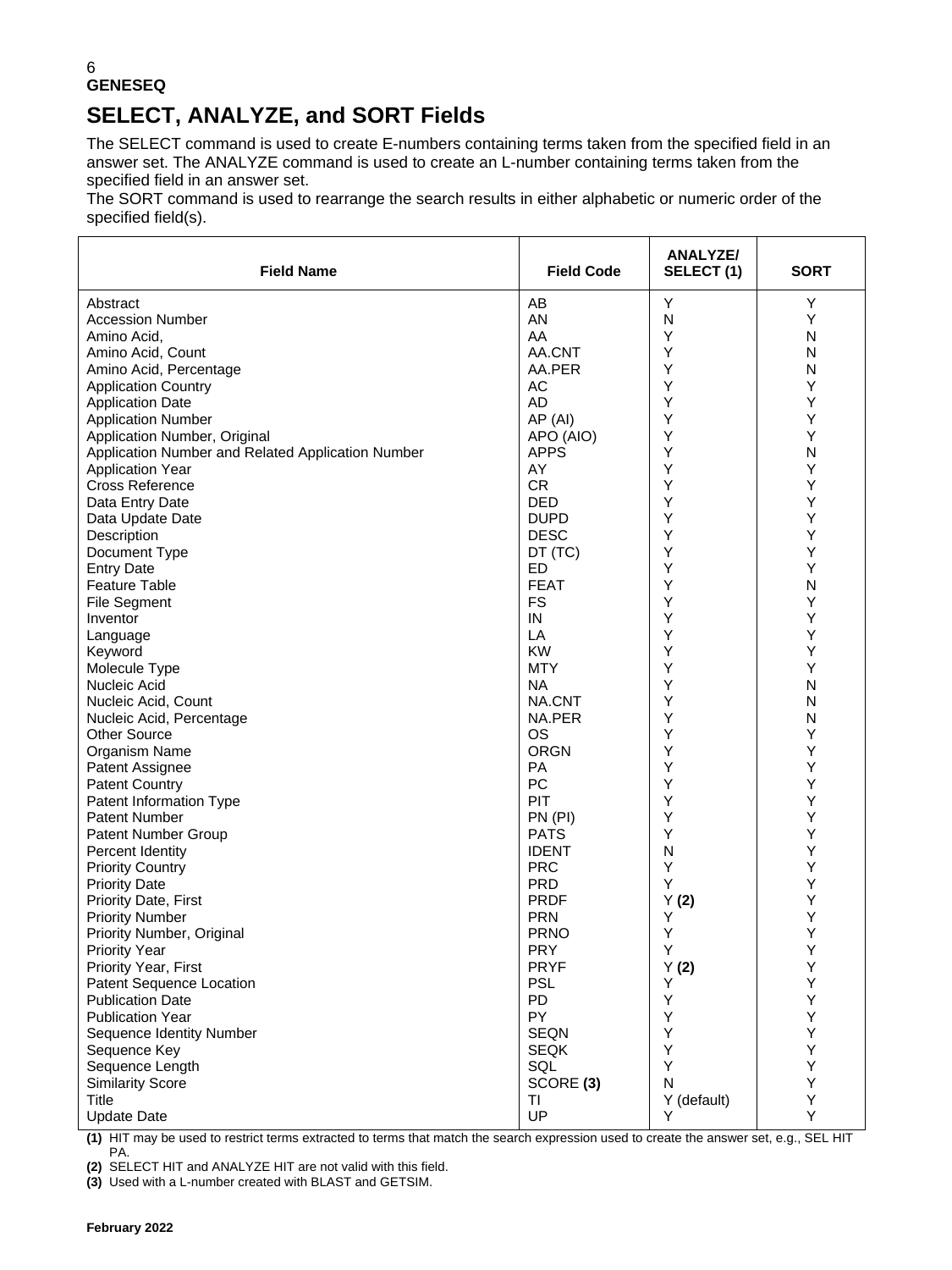## SELECT, ANALYZE, and SORT Fields

The SELECT command is used to create E-numbers containing terms taken from the specified field in an answer set. The ANALYZE command is used to create an L-number containing terms taken from the specified field in an answer set.

The SORT command is used to rearrange the search results in either alphabetic or numeric order of the specified field(s).

| Field Name | Field Code | ANALYZE/ SELECT (1) | SORT |
|---|---|---|---|
| Abstract | AB | Y | Y |
| Accession Number | AN | N | Y |
| Amino Acid, | AA | Y | N |
| Amino Acid, Count | AA.CNT | Y | N |
| Amino Acid, Percentage | AA.PER | Y | N |
| Application Country | AC | Y | Y |
| Application Date | AD | Y | Y |
| Application Number | AP (AI) | Y | Y |
| Application Number, Original | APO (AIO) | Y | Y |
| Application Number and Related Application Number | APPS | Y | N |
| Application Year | AY | Y | Y |
| Cross Reference | CR | Y | Y |
| Data Entry Date | DED | Y | Y |
| Data Update Date | DUPD | Y | Y |
| Description | DESC | Y | Y |
| Document Type | DT (TC) | Y | Y |
| Entry Date | ED | Y | Y |
| Feature Table | FEAT | Y | N |
| File Segment | FS | Y | Y |
| Inventor | IN | Y | Y |
| Language | LA | Y | Y |
| Keyword | KW | Y | Y |
| Molecule Type | MTY | Y | Y |
| Nucleic Acid | NA | Y | N |
| Nucleic Acid, Count | NA.CNT | Y | N |
| Nucleic Acid, Percentage | NA.PER | Y | N |
| Other Source | OS | Y | Y |
| Organism Name | ORGN | Y | Y |
| Patent Assignee | PA | Y | Y |
| Patent Country | PC | Y | Y |
| Patent Information Type | PIT | Y | Y |
| Patent Number | PN (PI) | Y | Y |
| Patent Number Group | PATS | Y | Y |
| Percent Identity | IDENT | N | Y |
| Priority Country | PRC | Y | Y |
| Priority Date | PRD | Y | Y |
| Priority Date, First | PRDF | Y **(2)** | Y |
| Priority Number | PRN | Y | Y |
| Priority Number, Original | PRNO | Y | Y |
| Priority Year | PRY | Y | Y |
| Priority Year, First | PRYF | Y **(2)** | Y |
| Patent Sequence Location | PSL | Y | Y |
| Publication Date | PD | Y | Y |
| Publication Year | PY | Y | Y |
| Sequence Identity Number | SEQN | Y | Y |
| Sequence Key | SEQK | Y | Y |
| Sequence Length | SQL | Y | Y |
| Similarity Score | SCORE **(3)** | N | Y |
| Title | TI | Y (default) | Y |
| Update Date | UP | Y | Y |

**(1)** HIT may be used to restrict terms extracted to terms that match the search expression used to create the answer set, e.g., SEL HIT PA.

**(2)** SELECT HIT and ANALYZE HIT are not valid with this field.

**(3)** Used with a L-number created with BLAST and GETSIM.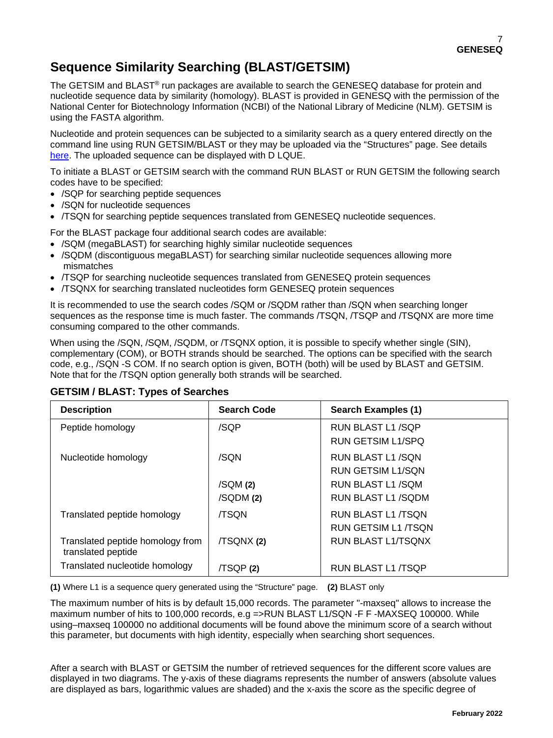# Sequence Similarity Searching (BLAST/GETSIM)

The GETSIM and BLAST® run packages are available to search the GENESEQ database for protein and nucleotide sequence data by similarity (homology). BLAST is provided in GENESQ with the permission of the National Center for Biotechnology Information (NCBI) of the National Library of Medicine (NLM). GETSIM is using the FASTA algorithm.

Nucleotide and protein sequences can be subjected to a similarity search as a query entered directly on the command line using RUN GETSIM/BLAST or they may be uploaded via the "Structures" page. See details here. The uploaded sequence can be displayed with D LQUE.

To initiate a BLAST or GETSIM search with the command RUN BLAST or RUN GETSIM the following search codes have to be specified:

- /SQP for searching peptide sequences
- /SQN for nucleotide sequences
- /TSQN for searching peptide sequences translated from GENESEQ nucleotide sequences.

For the BLAST package four additional search codes are available:

- /SQM (megaBLAST) for searching highly similar nucleotide sequences
- /SQDM (discontiguous megaBLAST) for searching similar nucleotide sequences allowing more mismatches
- /TSQP for searching nucleotide sequences translated from GENESEQ protein sequences
- /TSQNX for searching translated nucleotides form GENESEQ protein sequences

It is recommended to use the search codes /SQM or /SQDM rather than /SQN when searching longer sequences as the response time is much faster. The commands /TSQN, /TSQP and /TSQNX are more time consuming compared to the other commands.

When using the /SQN, /SQM, /SQDM, or /TSQNX option, it is possible to specify whether single (SIN), complementary (COM), or BOTH strands should be searched. The options can be specified with the search code, e.g., /SQN -S COM. If no search option is given, BOTH (both) will be used by BLAST and GETSIM. Note that for the /TSQN option generally both strands will be searched.

### GETSIM / BLAST: Types of Searches

| Description | Search Code | Search Examples (1) |
|---|---|---|
| Peptide homology | /SQP | RUN BLAST L1 /SQP<br>RUN GETSIM L1/SPQ |
| Nucleotide homology | /SQN | RUN BLAST L1 /SQN<br>RUN GETSIM L1/SQN |
| | /SQM **(2)**<br>/SQDM **(2)** | RUN BLAST L1 /SQM<br>RUN BLAST L1 /SQDM |
| Translated peptide homology | /TSQN | RUN BLAST L1 /TSQN<br>RUN GETSIM L1 /TSQN |
| Translated peptide homology from translated peptide | /TSQNX **(2)** | RUN BLAST L1/TSQNX |
| Translated nucleotide homology | /TSQP **(2)** | RUN BLAST L1 /TSQP |

**(1)** Where L1 is a sequence query generated using the "Structure" page. **(2)** BLAST only

The maximum number of hits is by default 15,000 records. The parameter "-maxseq" allows to increase the maximum number of hits to 100,000 records, e.g =>RUN BLAST L1/SQN -F F -MAXSEQ 100000. While using–maxseq 100000 no additional documents will be found above the minimum score of a search without this parameter, but documents with high identity, especially when searching short sequences.

After a search with BLAST or GETSIM the number of retrieved sequences for the different score values are displayed in two diagrams. The y-axis of these diagrams represents the number of answers (absolute values are displayed as bars, logarithmic values are shaded) and the x-axis the score as the specific degree of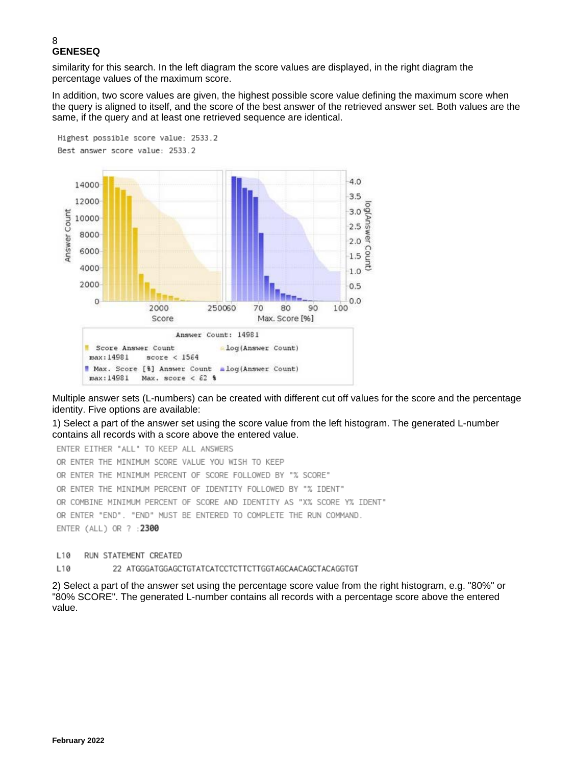similarity for this search. In the left diagram the score values are displayed, in the right diagram the percentage values of the maximum score.

In addition, two score values are given, the highest possible score value defining the maximum score when the query is aligned to itself, and the score of the best answer of the retrieved answer set. Both values are the same, if the query and at least one retrieved sequence are identical.

```
Highest possible score value: 2533.2
Best answer score value: 2533.2
```

```
Answer Count: 14981
Score Answer Count          log(Answer Count)
max:14981    score < 1564
Max. Score [%] Answer Count   log(Answer Count)
max:14981    Max. score < 62 %
```

Multiple answer sets (L-numbers) can be created with different cut off values for the score and the percentage identity. Five options are available:

1) Select a part of the answer set using the score value from the left histogram. The generated L-number contains all records with a score above the entered value.

```
ENTER EITHER "ALL" TO KEEP ALL ANSWERS
OR ENTER THE MINIMUM SCORE VALUE YOU WISH TO KEEP
OR ENTER THE MINIMUM PERCENT OF SCORE FOLLOWED BY "% SCORE"
OR ENTER THE MINIMUM PERCENT OF IDENTITY FOLLOWED BY "% IDENT"
OR COMBINE MINIMUM PERCENT OF SCORE AND IDENTITY AS "X% SCORE Y% IDENT"
OR ENTER "END". "END" MUST BE ENTERED TO COMPLETE THE RUN COMMAND.
ENTER (ALL) OR ? :2300

L10    RUN STATEMENT CREATED
L10         22 ATGGGATGGAGCTGTATCATCCTCTTCTTGGTAGCAACAGCTACAGGTGT
```

2) Select a part of the answer set using the percentage score value from the right histogram, e.g. "80%" or "80% SCORE". The generated L-number contains all records with a percentage score above the entered value.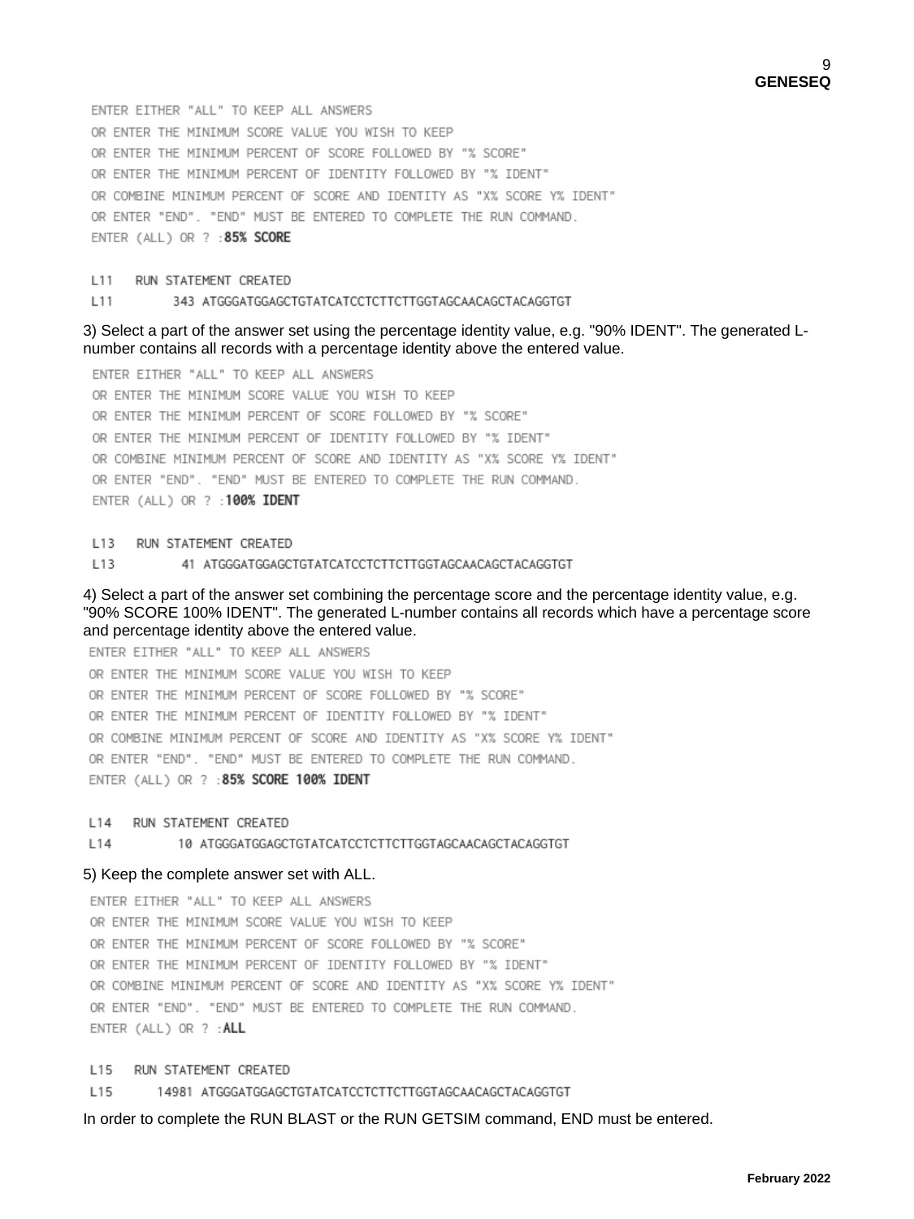```
ENTER EITHER "ALL" TO KEEP ALL ANSWERS
OR ENTER THE MINIMUM SCORE VALUE YOU WISH TO KEEP
OR ENTER THE MINIMUM PERCENT OF SCORE FOLLOWED BY "% SCORE"
OR ENTER THE MINIMUM PERCENT OF IDENTITY FOLLOWED BY "% IDENT"
OR COMBINE MINIMUM PERCENT OF SCORE AND IDENTITY AS "X% SCORE Y% IDENT"
OR ENTER "END". "END" MUST BE ENTERED TO COMPLETE THE RUN COMMAND.
ENTER (ALL) OR ? :85% SCORE

L11   RUN STATEMENT CREATED
L11        343 ATGGGATGGAGCTGTATCATCCTCTTCTTGGTAGCAACAGCTACAGGTGT
```

3) Select a part of the answer set using the percentage identity value, e.g. "90% IDENT". The generated L-number contains all records with a percentage identity above the entered value.

```
ENTER EITHER "ALL" TO KEEP ALL ANSWERS
OR ENTER THE MINIMUM SCORE VALUE YOU WISH TO KEEP
OR ENTER THE MINIMUM PERCENT OF SCORE FOLLOWED BY "% SCORE"
OR ENTER THE MINIMUM PERCENT OF IDENTITY FOLLOWED BY "% IDENT"
OR COMBINE MINIMUM PERCENT OF SCORE AND IDENTITY AS "X% SCORE Y% IDENT"
OR ENTER "END". "END" MUST BE ENTERED TO COMPLETE THE RUN COMMAND.
ENTER (ALL) OR ? :100% IDENT

L13   RUN STATEMENT CREATED
L13         41 ATGGGATGGAGCTGTATCATCCTCTTCTTGGTAGCAACAGCTACAGGTGT
```

4) Select a part of the answer set combining the percentage score and the percentage identity value, e.g. "90% SCORE 100% IDENT". The generated L-number contains all records which have a percentage score and percentage identity above the entered value.

```
ENTER EITHER "ALL" TO KEEP ALL ANSWERS
OR ENTER THE MINIMUM SCORE VALUE YOU WISH TO KEEP
OR ENTER THE MINIMUM PERCENT OF SCORE FOLLOWED BY "% SCORE"
OR ENTER THE MINIMUM PERCENT OF IDENTITY FOLLOWED BY "% IDENT"
OR COMBINE MINIMUM PERCENT OF SCORE AND IDENTITY AS "X% SCORE Y% IDENT"
OR ENTER "END". "END" MUST BE ENTERED TO COMPLETE THE RUN COMMAND.
ENTER (ALL) OR ? :85% SCORE 100% IDENT

L14   RUN STATEMENT CREATED
L14         10 ATGGGATGGAGCTGTATCATCCTCTTCTTGGTAGCAACAGCTACAGGTGT
```

5) Keep the complete answer set with ALL.

```
ENTER EITHER "ALL" TO KEEP ALL ANSWERS
OR ENTER THE MINIMUM SCORE VALUE YOU WISH TO KEEP
OR ENTER THE MINIMUM PERCENT OF SCORE FOLLOWED BY "% SCORE"
OR ENTER THE MINIMUM PERCENT OF IDENTITY FOLLOWED BY "% IDENT"
OR COMBINE MINIMUM PERCENT OF SCORE AND IDENTITY AS "X% SCORE Y% IDENT"
OR ENTER "END". "END" MUST BE ENTERED TO COMPLETE THE RUN COMMAND.
ENTER (ALL) OR ? :ALL

L15   RUN STATEMENT CREATED
L15      14981 ATGGGATGGAGCTGTATCATCCTCTTCTTGGTAGCAACAGCTACAGGTGT
```

In order to complete the RUN BLAST or the RUN GETSIM command, END must be entered.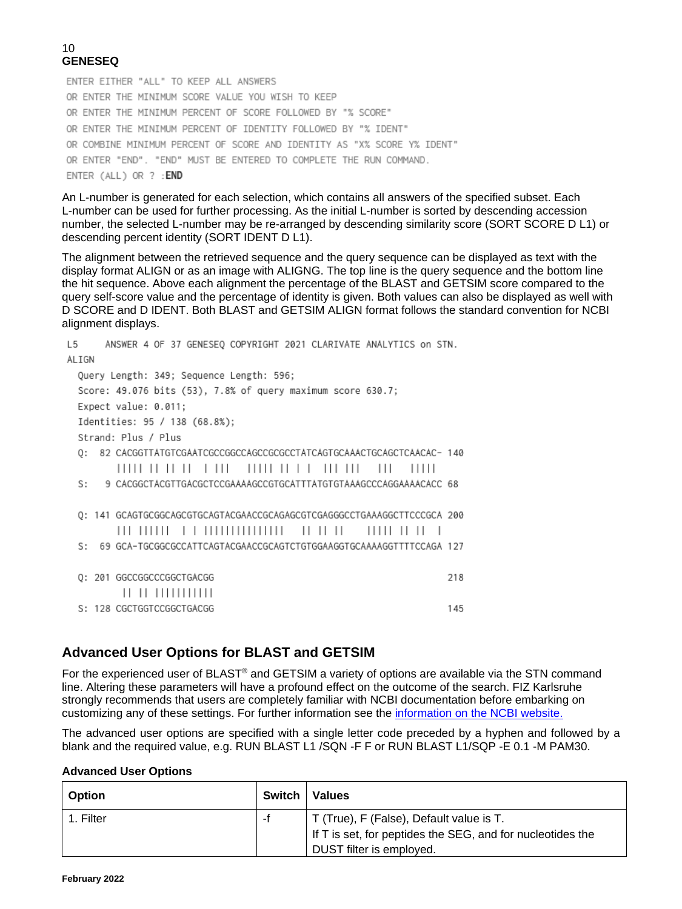**GENESEQ**

```
ENTER EITHER "ALL" TO KEEP ALL ANSWERS
OR ENTER THE MINIMUM SCORE VALUE YOU WISH TO KEEP
OR ENTER THE MINIMUM PERCENT OF SCORE FOLLOWED BY "% SCORE"
OR ENTER THE MINIMUM PERCENT OF IDENTITY FOLLOWED BY "% IDENT"
OR COMBINE MINIMUM PERCENT OF SCORE AND IDENTITY AS "X% SCORE Y% IDENT"
OR ENTER "END". "END" MUST BE ENTERED TO COMPLETE THE RUN COMMAND.
ENTER (ALL) OR ? :END
```

An L-number is generated for each selection, which contains all answers of the specified subset. Each L-number can be used for further processing. As the initial L-number is sorted by descending accession number, the selected L-number may be re-arranged by descending similarity score (SORT SCORE D L1) or descending percent identity (SORT IDENT D L1).

The alignment between the retrieved sequence and the query sequence can be displayed as text with the display format ALIGN or as an image with ALIGNG. The top line is the query sequence and the bottom line the hit sequence. Above each alignment the percentage of the BLAST and GETSIM score compared to the query self-score value and the percentage of identity is given. Both values can also be displayed as well with D SCORE and D IDENT. Both BLAST and GETSIM ALIGN format follows the standard convention for NCBI alignment displays.

```
L5     ANSWER 4 OF 37 GENESEQ COPYRIGHT 2021 CLARIVATE ANALYTICS on STN.
ALIGN
  Query Length: 349; Sequence Length: 596;
  Score: 49.076 bits (53), 7.8% of query maximum score 630.7;
  Expect value: 0.011;
  Identities: 95 / 138 (68.8%);
  Strand: Plus / Plus
  Q:  82 CACGGTTATGTCGAATCGCCGGCCAGCCGCGCCTATCAGTGCAAACTGCAGCTCAACAC- 140
         ||||| || || ||  | |||   ||||| || | |  ||| |||   |||   |||||
  S:   9 CACGGCTACGTTGACGCTCCGAAAAGCCGTGCATTTATGTGTAAAGCCCAGGAAAACACC 68

  Q: 141 GCAGTGCGGCAGCGTGCAGTACGAACCGCAGAGCGTCGAGGGCCTGAAAGGCTTCCCGCA 200
         ||| ||||||  | | ||||||||||||||   || || ||    ||||| || ||  |
  S:  69 GCA-TGCGGCGCCATTCAGTACGAACCGCAGTCTGTGGAAGGTGCAAAAGGTTTTCCAGA 127

  Q: 201 GGCCGGCCCGGCTGACGG                                           218
          || || ||||||||||
  S: 128 CGCTGGTCCGGCTGACGG                                           145
```

## Advanced User Options for BLAST and GETSIM

For the experienced user of BLAST® and GETSIM a variety of options are available via the STN command line. Altering these parameters will have a profound effect on the outcome of the search. FIZ Karlsruhe strongly recommends that users are completely familiar with NCBI documentation before embarking on customizing any of these settings. For further information see the information on the NCBI website.

The advanced user options are specified with a single letter code preceded by a hyphen and followed by a blank and the required value, e.g. RUN BLAST L1 /SQN -F F or RUN BLAST L1/SQP -E 0.1 -M PAM30.

**Advanced User Options**

| Option | Switch | Values |
|---|---|---|
| 1. Filter | -f | T (True), F (False), Default value is T.<br>If T is set, for peptides the SEG, and for nucleotides the DUST filter is employed. |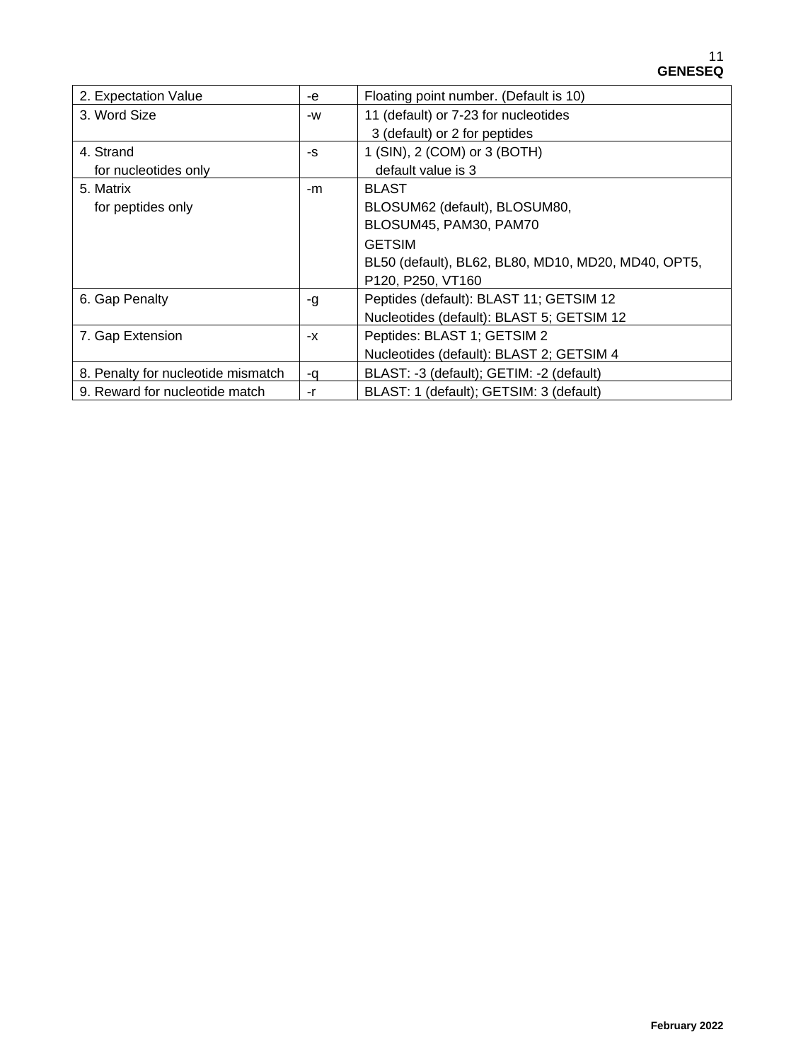| 2. Expectation Value | -e | Floating point number. (Default is 10) |
|---|---|---|
| 3. Word Size | -w | 11 (default) or 7-23 for nucleotides<br>3 (default) or 2 for peptides |
| 4. Strand<br>for nucleotides only | -s | 1 (SIN), 2 (COM) or 3 (BOTH)<br>default value is 3 |
| 5. Matrix<br>for peptides only | -m | BLAST<br>BLOSUM62 (default), BLOSUM80,<br>BLOSUM45, PAM30, PAM70<br>GETSIM<br>BL50 (default), BL62, BL80, MD10, MD20, MD40, OPT5,<br>P120, P250, VT160 |
| 6. Gap Penalty | -g | Peptides (default): BLAST 11; GETSIM 12<br>Nucleotides (default): BLAST 5; GETSIM 12 |
| 7. Gap Extension | -x | Peptides: BLAST 1; GETSIM 2<br>Nucleotides (default): BLAST 2; GETSIM 4 |
| 8. Penalty for nucleotide mismatch | -q | BLAST: -3 (default); GETIM: -2 (default) |
| 9. Reward for nucleotide match | -r | BLAST: 1 (default); GETSIM: 3 (default) |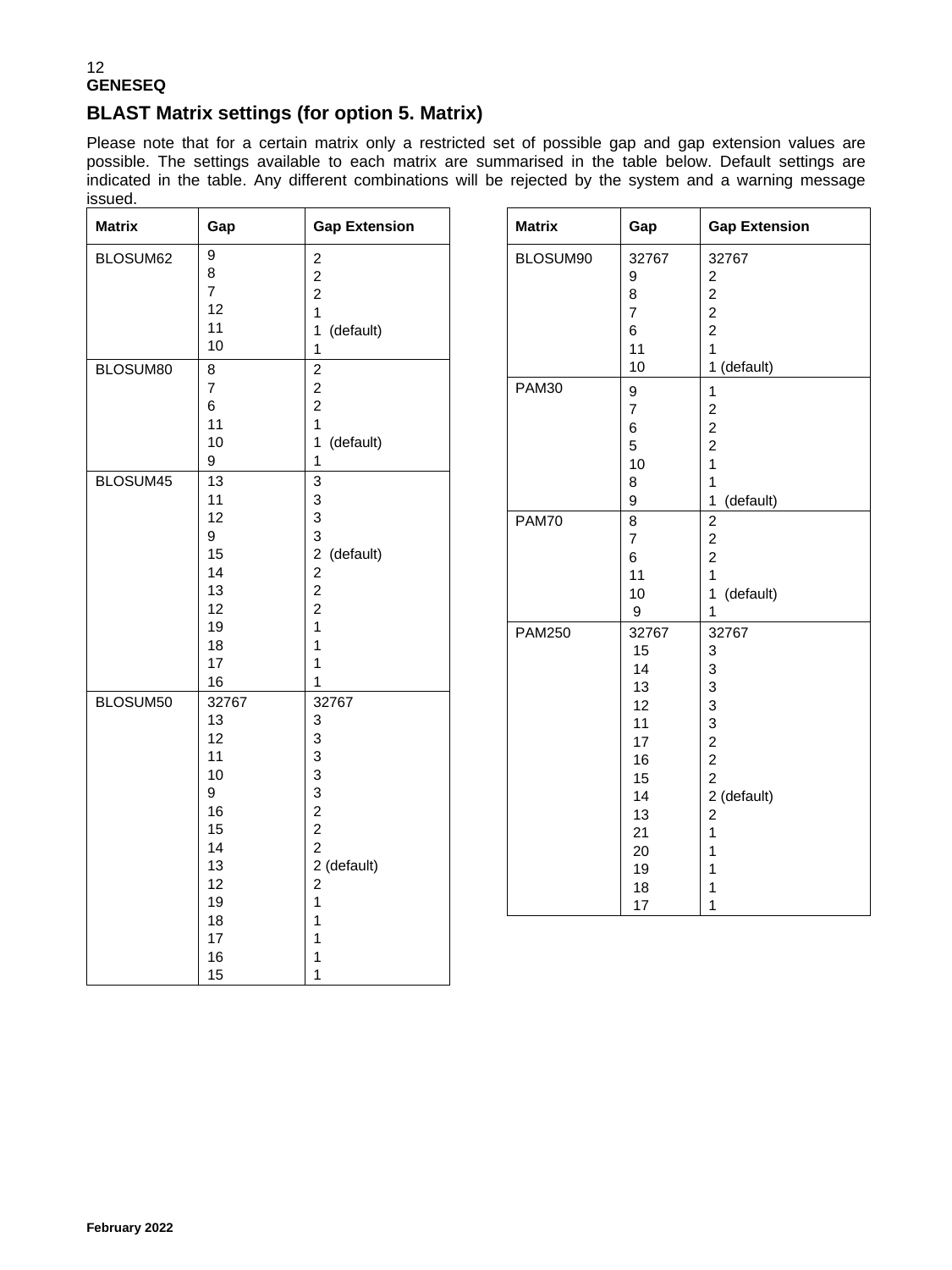## BLAST Matrix settings (for option 5. Matrix)

Please note that for a certain matrix only a restricted set of possible gap and gap extension values are possible. The settings available to each matrix are summarised in the table below. Default settings are indicated in the table. Any different combinations will be rejected by the system and a warning message issued.

| Matrix | Gap | Gap Extension |
|---|---|---|
| BLOSUM62 | 9 | 2 |
| | 8 | 2 |
| | 7 | 2 |
| | 12 | 1 |
| | 11 | 1 (default) |
| | 10 | 1 |
| BLOSUM80 | 8 | 2 |
| | 7 | 2 |
| | 6 | 2 |
| | 11 | 1 |
| | 10 | 1 (default) |
| | 9 | 1 |
| BLOSUM45 | 13 | 3 |
| | 11 | 3 |
| | 12 | 3 |
| | 9 | 3 |
| | 15 | 2 (default) |
| | 14 | 2 |
| | 13 | 2 |
| | 12 | 2 |
| | 19 | 1 |
| | 18 | 1 |
| | 17 | 1 |
| | 16 | 1 |
| BLOSUM50 | 32767 | 32767 |
| | 13 | 3 |
| | 12 | 3 |
| | 11 | 3 |
| | 10 | 3 |
| | 9 | 3 |
| | 16 | 2 |
| | 15 | 2 |
| | 14 | 2 |
| | 13 | 2 (default) |
| | 12 | 2 |
| | 19 | 1 |
| | 18 | 1 |
| | 17 | 1 |
| | 16 | 1 |
| | 15 | 1 |

| Matrix | Gap | Gap Extension |
|---|---|---|
| BLOSUM90 | 32767 | 32767 |
| | 9 | 2 |
| | 8 | 2 |
| | 7 | 2 |
| | 6 | 2 |
| | 11 | 1 |
| | 10 | 1 (default) |
| PAM30 | 9 | 1 |
| | 7 | 2 |
| | 6 | 2 |
| | 5 | 2 |
| | 10 | 1 |
| | 8 | 1 |
| | 9 | 1 (default) |
| PAM70 | 8 | 2 |
| | 7 | 2 |
| | 6 | 2 |
| | 11 | 1 |
| | 10 | 1 (default) |
| | 9 | 1 |
| PAM250 | 32767 | 32767 |
| | 15 | 3 |
| | 14 | 3 |
| | 13 | 3 |
| | 12 | 3 |
| | 11 | 3 |
| | 17 | 2 |
| | 16 | 2 |
| | 15 | 2 |
| | 14 | 2 (default) |
| | 13 | 2 |
| | 21 | 1 |
| | 20 | 1 |
| | 19 | 1 |
| | 18 | 1 |
| | 17 | 1 |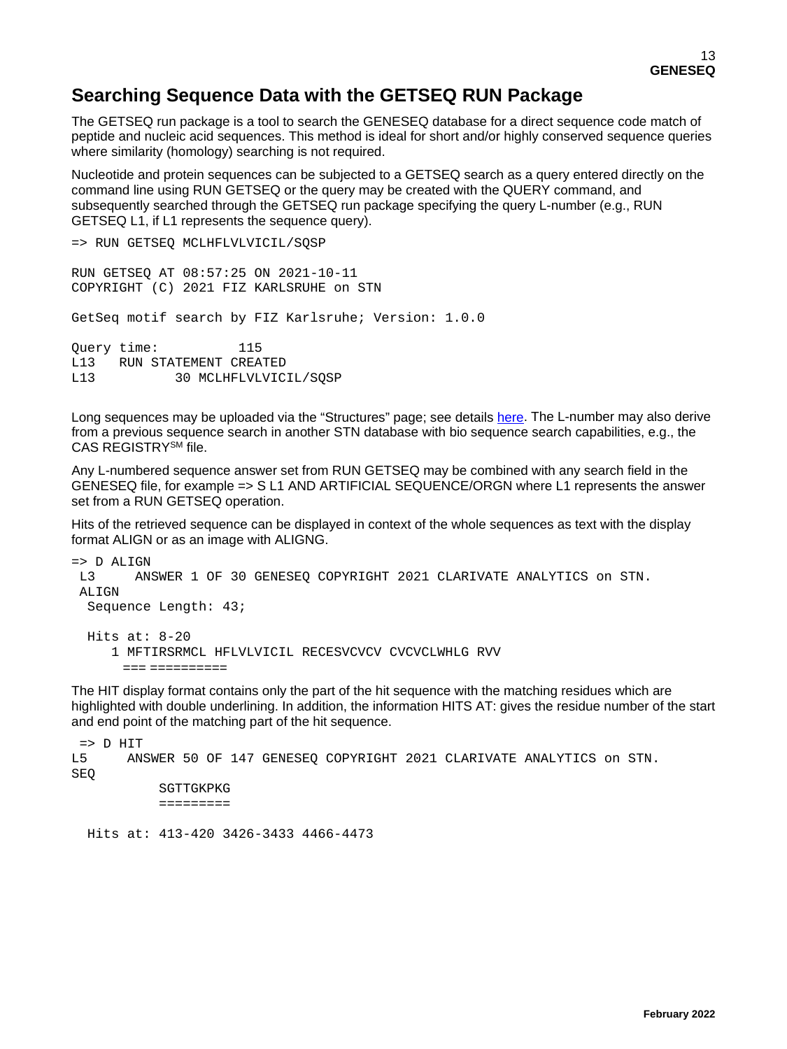## Searching Sequence Data with the GETSEQ RUN Package

The GETSEQ run package is a tool to search the GENESEQ database for a direct sequence code match of peptide and nucleic acid sequences. This method is ideal for short and/or highly conserved sequence queries where similarity (homology) searching is not required.

Nucleotide and protein sequences can be subjected to a GETSEQ search as a query entered directly on the command line using RUN GETSEQ or the query may be created with the QUERY command, and subsequently searched through the GETSEQ run package specifying the query L-number (e.g., RUN GETSEQ L1, if L1 represents the sequence query).

```
=> RUN GETSEQ MCLHFLVLVICIL/SQSP

RUN GETSEQ AT 08:57:25 ON 2021-10-11
COPYRIGHT (C) 2021 FIZ KARLSRUHE on STN

GetSeq motif search by FIZ Karlsruhe; Version: 1.0.0

Query time:          115
L13   RUN STATEMENT CREATED
L13          30 MCLHFLVLVICIL/SQSP
```

Long sequences may be uploaded via the "Structures" page; see details here. The L-number may also derive from a previous sequence search in another STN database with bio sequence search capabilities, e.g., the CAS REGISTRY[SM] file.

Any L-numbered sequence answer set from RUN GETSEQ may be combined with any search field in the GENESEQ file, for example => S L1 AND ARTIFICIAL SEQUENCE/ORGN where L1 represents the answer set from a RUN GETSEQ operation.

Hits of the retrieved sequence can be displayed in context of the whole sequences as text with the display format ALIGN or as an image with ALIGNG.

```
=> D ALIGN
 L3     ANSWER 1 OF 30 GENESEQ COPYRIGHT 2021 CLARIVATE ANALYTICS on STN.
 ALIGN
  Sequence Length: 43;

  Hits at: 8-20
     1 MFTIRSRMCL HFLVLVICIL RECESVCVCV CVCVCLWHLG RVV
       === ==========
```

The HIT display format contains only the part of the hit sequence with the matching residues which are highlighted with double underlining. In addition, the information HITS AT: gives the residue number of the start and end point of the matching part of the hit sequence.

```
 => D HIT
L5     ANSWER 50 OF 147 GENESEQ COPYRIGHT 2021 CLARIVATE ANALYTICS on STN.
SEQ
           SGTTGKPKG
           =========

  Hits at: 413-420 3426-3433 4466-4473
```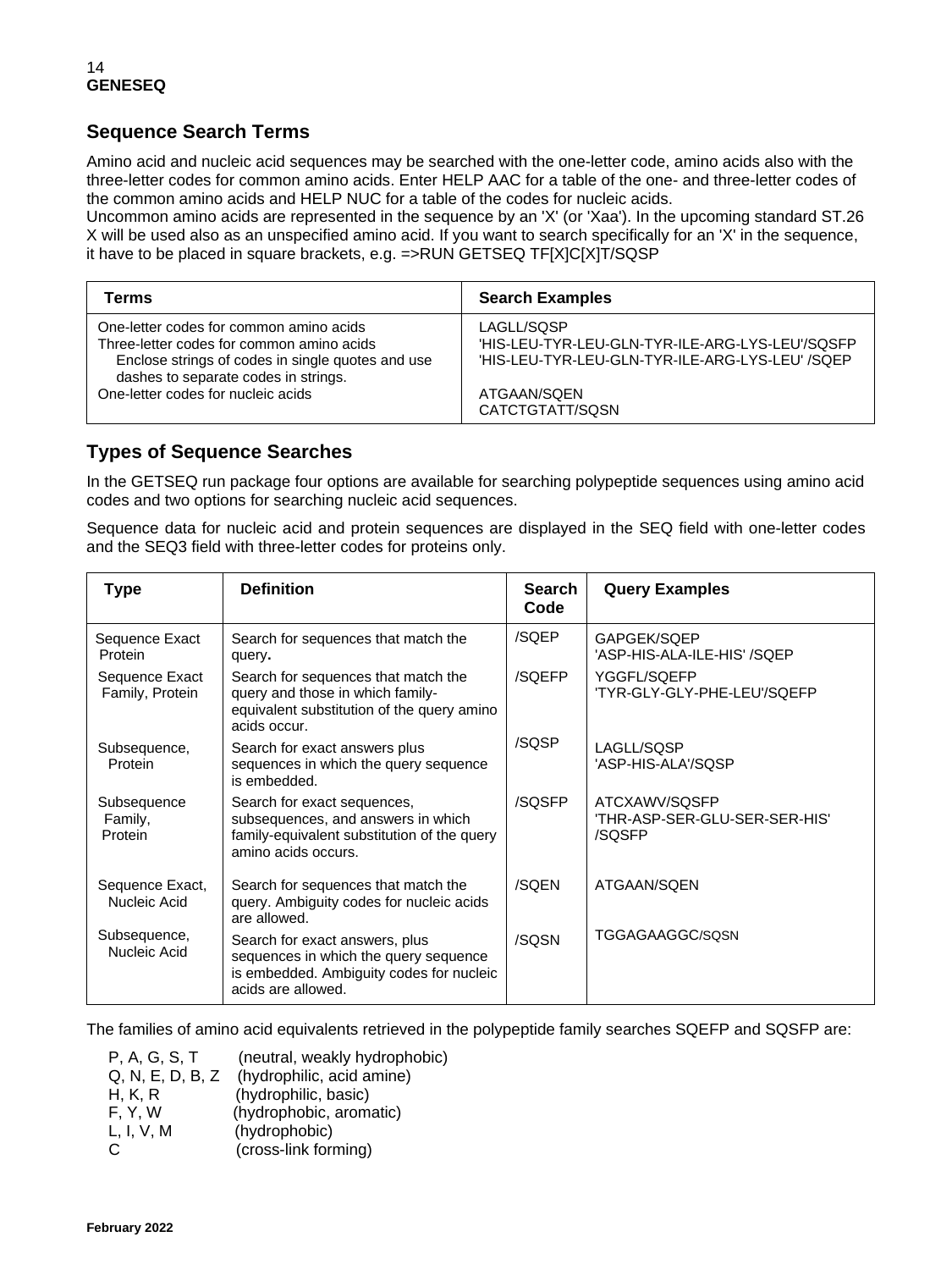## Sequence Search Terms

Amino acid and nucleic acid sequences may be searched with the one-letter code, amino acids also with the three-letter codes for common amino acids. Enter HELP AAC for a table of the one- and three-letter codes of the common amino acids and HELP NUC for a table of the codes for nucleic acids.
Uncommon amino acids are represented in the sequence by an 'X' (or 'Xaa'). In the upcoming standard ST.26 X will be used also as an unspecified amino acid. If you want to search specifically for an 'X' in the sequence, it have to be placed in square brackets, e.g. =>RUN GETSEQ TF[X]C[X]T/SQSP

| Terms | Search Examples |
|---|---|
| One-letter codes for common amino acids<br>Three-letter codes for common amino acids<br>Enclose strings of codes in single quotes and use dashes to separate codes in strings. | LAGLL/SQSP<br>'HIS-LEU-TYR-LEU-GLN-TYR-ILE-ARG-LYS-LEU'/SQSFP<br>'HIS-LEU-TYR-LEU-GLN-TYR-ILE-ARG-LYS-LEU' /SQEP |
| One-letter codes for nucleic acids | ATGAAN/SQEN<br>CATCTGTATT/SQSN |

## Types of Sequence Searches

In the GETSEQ run package four options are available for searching polypeptide sequences using amino acid codes and two options for searching nucleic acid sequences.

Sequence data for nucleic acid and protein sequences are displayed in the SEQ field with one-letter codes and the SEQ3 field with three-letter codes for proteins only.

| Type | Definition | Search Code | Query Examples |
|---|---|---|---|
| Sequence Exact Protein | Search for sequences that match the query. | /SQEP | GAPGEK/SQEP<br>'ASP-HIS-ALA-ILE-HIS' /SQEP |
| Sequence Exact Family, Protein | Search for sequences that match the query and those in which family-equivalent substitution of the query amino acids occur. | /SQEFP | YGGFL/SQEFP<br>'TYR-GLY-GLY-PHE-LEU'/SQEFP |
| Subsequence, Protein | Search for exact answers plus sequences in which the query sequence is embedded. | /SQSP | LAGLL/SQSP<br>'ASP-HIS-ALA'/SQSP |
| Subsequence Family, Protein | Search for exact sequences, subsequences, and answers in which family-equivalent substitution of the query amino acids occurs. | /SQSFP | ATCXAWV/SQSFP<br>'THR-ASP-SER-GLU-SER-SER-HIS' /SQSFP |
| Sequence Exact, Nucleic Acid | Search for sequences that match the query. Ambiguity codes for nucleic acids are allowed. | /SQEN | ATGAAN/SQEN |
| Subsequence, Nucleic Acid | Search for exact answers, plus sequences in which the query sequence is embedded. Ambiguity codes for nucleic acids are allowed. | /SQSN | TGGAGAAGGC/SQSN |

The families of amino acid equivalents retrieved in the polypeptide family searches SQEFP and SQSFP are:

P, A, G, S, T (neutral, weakly hydrophobic)
Q, N, E, D, B, Z (hydrophilic, acid amine)
H, K, R (hydrophilic, basic)
F, Y, W (hydrophobic, aromatic)
L, I, V, M (hydrophobic)
C (cross-link forming)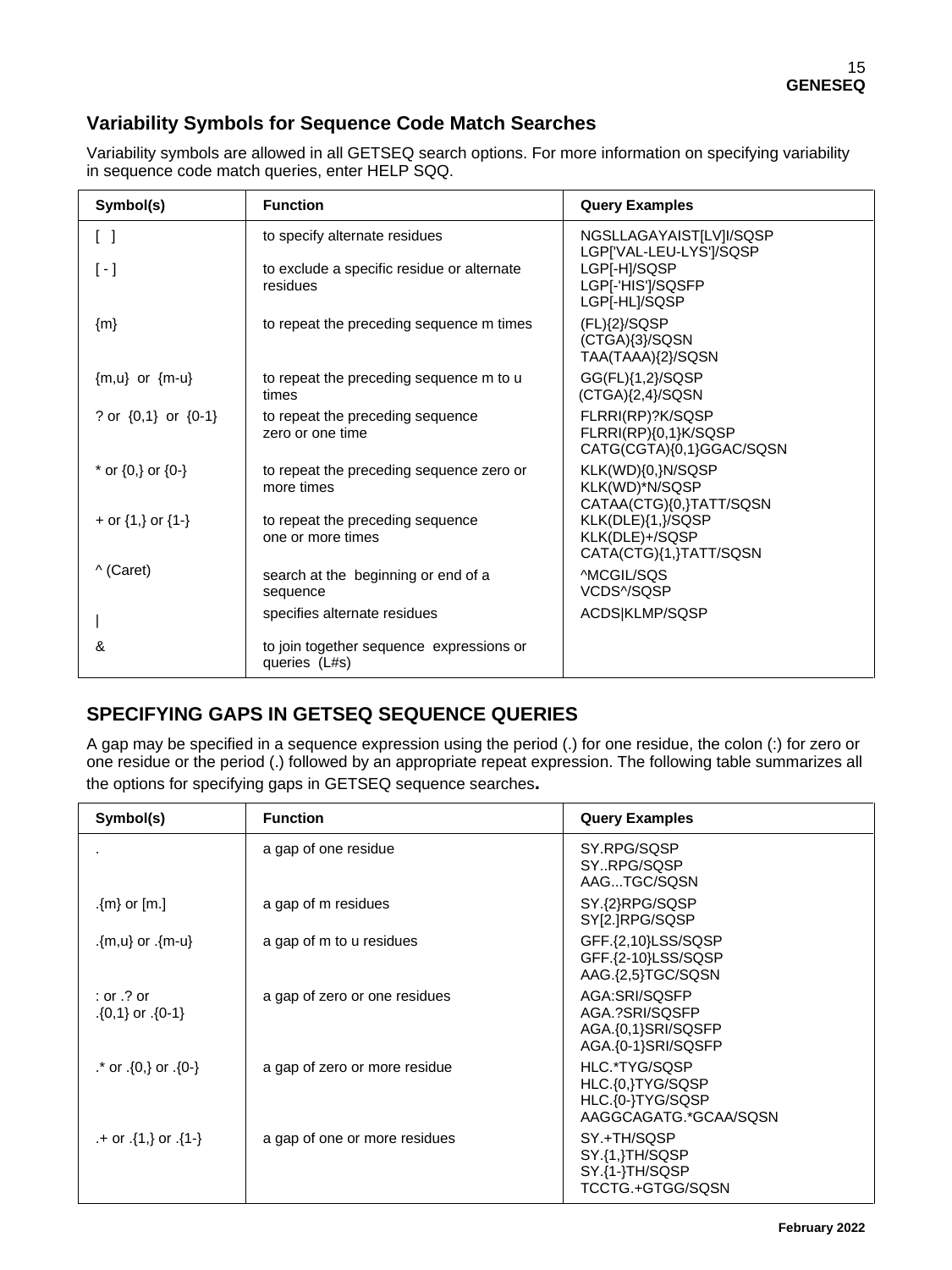## Variability Symbols for Sequence Code Match Searches

Variability symbols are allowed in all GETSEQ search options. For more information on specifying variability in sequence code match queries, enter HELP SQQ.

| Symbol(s) | Function | Query Examples |
|---|---|---|
| [ ] | to specify alternate residues | NGSLLAGAYAIST[LV]I/SQSP<br>LGP['VAL-LEU-LYS']/SQSP |
| [ - ] | to exclude a specific residue or alternate residues | LGP[-H]/SQSP<br>LGP[-'HIS']/SQSFP<br>LGP[-HL]/SQSP |
| {m} | to repeat the preceding sequence m times | (FL){2}/SQSP<br>(CTGA){3}/SQSN<br>TAA(TAAA){2}/SQSN |
| {m,u} or {m-u} | to repeat the preceding sequence m to u times | GG(FL){1,2}/SQSP<br>(CTGA){2,4}/SQSN |
| ? or {0,1} or {0-1} | to repeat the preceding sequence zero or one time | FLRRI(RP)?K/SQSP<br>FLRRI(RP){0,1}K/SQSP<br>CATG(CGTA){0,1}GGAC/SQSN |
| * or {0,} or {0-} | to repeat the preceding sequence zero or more times | KLK(WD){0,}N/SQSP<br>KLK(WD)*N/SQSP<br>CATAA(CTG){0,}TATT/SQSN |
| + or {1,} or {1-} | to repeat the preceding sequence one or more times | KLK(DLE){1,}/SQSP<br>KLK(DLE)+/SQSP<br>CATA(CTG){1,}TATT/SQSN |
| ^ (Caret) | search at the beginning or end of a sequence | ^MCGIL/SQS<br>VCDS^/SQSP |
| \| | specifies alternate residues | ACDS\|KLMP/SQSP |
| & | to join together sequence expressions or queries (L#s) | |

## SPECIFYING GAPS IN GETSEQ SEQUENCE QUERIES

A gap may be specified in a sequence expression using the period (.) for one residue, the colon (:) for zero or one residue or the period (.) followed by an appropriate repeat expression. The following table summarizes all the options for specifying gaps in GETSEQ sequence searches**.**

| Symbol(s) | Function | Query Examples |
|---|---|---|
| . | a gap of one residue | SY.RPG/SQSP<br>SY..RPG/SQSP<br>AAG...TGC/SQSN |
| .{m} or [m.] | a gap of m residues | SY.{2}RPG/SQSP<br>SY[2.]RPG/SQSP |
| .{m,u} or .{m-u} | a gap of m to u residues | GFF.{2,10}LSS/SQSP<br>GFF.{2-10}LSS/SQSP<br>AAG.{2,5}TGC/SQSN |
| : or .? or .{0,1} or .{0-1} | a gap of zero or one residues | AGA:SRI/SQSFP<br>AGA.?SRI/SQSFP<br>AGA.{0,1}SRI/SQSFP<br>AGA.{0-1}SRI/SQSFP |
| .* or .{0,} or .{0-} | a gap of zero or more residue | HLC.*TYG/SQSP<br>HLC.{0,}TYG/SQSP<br>HLC.{0-}TYG/SQSP<br>AAGGCAGATG.*GCAA/SQSN |
| .+ or .{1,} or .{1-} | a gap of one or more residues | SY.+TH/SQSP<br>SY.{1,}TH/SQSP<br>SY.{1-}TH/SQSP<br>TCCTG.+GTGG/SQSN |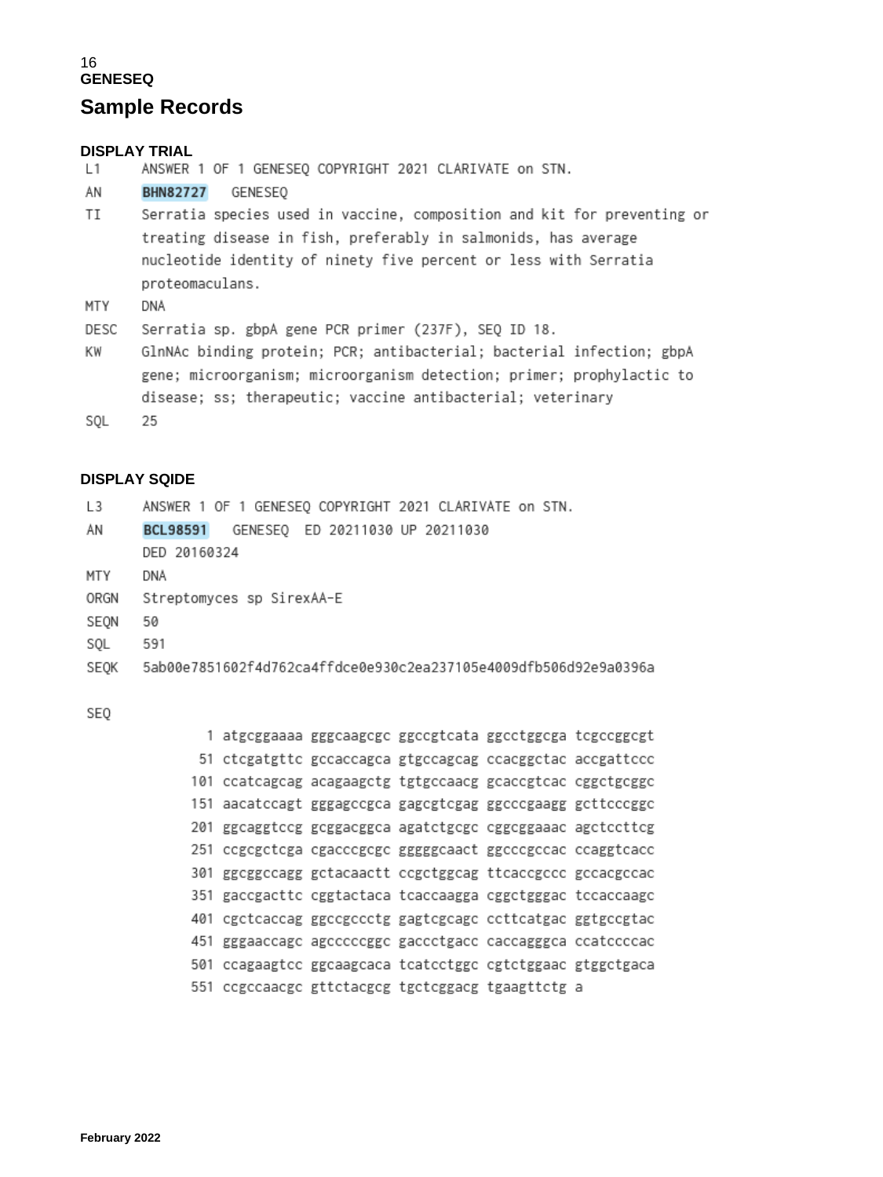## Sample Records

### DISPLAY TRIAL

```
L1      ANSWER 1 OF 1 GENESEQ COPYRIGHT 2021 CLARIVATE on STN.
AN      BHN82727   GENESEQ
TI      Serratia species used in vaccine, composition and kit for preventing or
        treating disease in fish, preferably in salmonids, has average
        nucleotide identity of ninety five percent or less with Serratia
        proteomaculans.
MTY     DNA
DESC    Serratia sp. gbpA gene PCR primer (237F), SEQ ID 18.
KW      GlnNAc binding protein; PCR; antibacterial; bacterial infection; gbpA
        gene; microorganism; microorganism detection; primer; prophylactic to
        disease; ss; therapeutic; vaccine antibacterial; veterinary
SQL     25
```

### DISPLAY SQIDE

```
L3      ANSWER 1 OF 1 GENESEQ COPYRIGHT 2021 CLARIVATE on STN.
AN      BCL98591   GENESEQ  ED 20211030 UP 20211030
        DED 20160324
MTY     DNA
ORGN    Streptomyces sp SirexAA-E
SEQN    50
SQL     591
SEQK    5ab00e7851602f4d762ca4ffdce0e930c2ea237105e4009dfb506d92e9a0396a

SEQ
              1 atgcggaaaa gggcaagcgc ggccgtcata ggcctggcga tcgccggcgt
             51 ctcgatgttc gccaccagca gtgccagcag ccacggctac accgattccc
            101 ccatcagcag acagaagctg tgtgccaacg gcaccgtcac cggctgcggc
            151 aacatccagt gggagccgca gagcgtcgag ggcccgaagg gcttcccggc
            201 ggcaggtccg gcggacggca agatctgcgc cggcggaaac agctccttcg
            251 ccgcgctcga cgacccgcgc gggggcaact ggcccgccac ccaggtcacc
            301 ggcggccagg gctacaactt ccgctggcag ttcaccgccc gccacgccac
            351 gaccgacttc cggtactaca tcaccaagga cggctgggac tccaccaagc
            401 cgctcaccag ggccgccctg gagtcgcagc ccttcatgac ggtgccgtac
            451 gggaaccagc agcccccggc gaccctgacc caccagggca ccatccccac
            501 ccagaagtcc ggcaagcaca tcatcctggc cgtctggaac gtggctgaca
            551 ccgccaacgc gttctacgcg tgctcggacg tgaagttctg a
```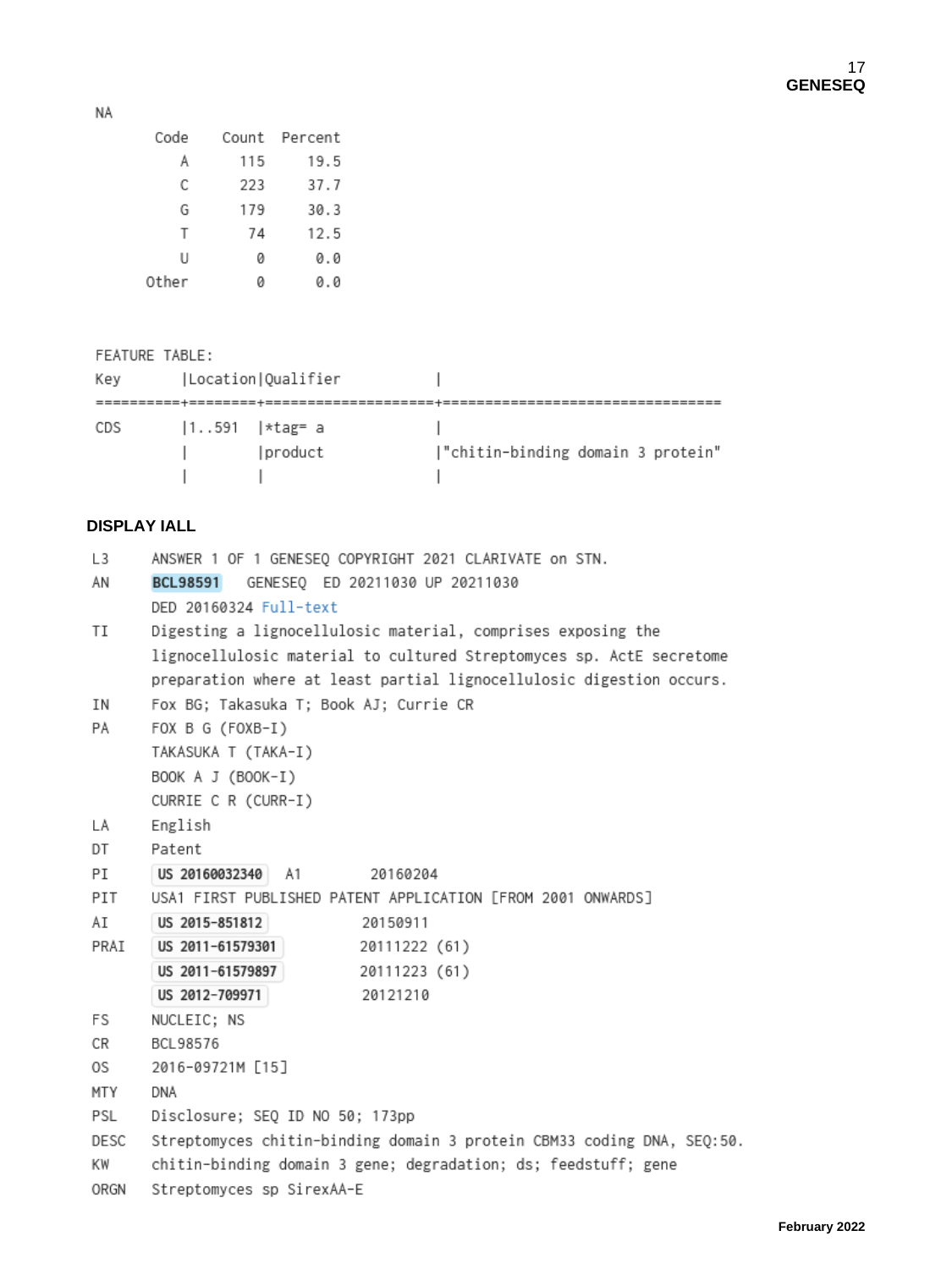NA

| Code | Count | Percent |
|---|---|---|
| A | 115 | 19.5 |
| C | 223 | 37.7 |
| G | 179 | 30.3 |
| T | 74 | 12.5 |
| U | 0 | 0.0 |
| Other | 0 | 0.0 |

FEATURE TABLE:

| Key | Location | Qualifier | |
|---|---|---|---|
| CDS | 1..591 | *tag= a | |
| | | product | "chitin-binding domain 3 protein" |
| | | | |

**DISPLAY IALL**

```
L3     ANSWER 1 OF 1 GENESEQ COPYRIGHT 2021 CLARIVATE on STN.
AN     BCL98591   GENESEQ  ED 20211030 UP 20211030
       DED 20160324 Full-text
TI     Digesting a lignocellulosic material, comprises exposing the
       lignocellulosic material to cultured Streptomyces sp. ActE secretome
       preparation where at least partial lignocellulosic digestion occurs.
IN     Fox BG; Takasuka T; Book AJ; Currie CR
PA     FOX B G (FOXB-I)
       TAKASUKA T (TAKA-I)
       BOOK A J (BOOK-I)
       CURRIE C R (CURR-I)
LA     English
DT     Patent
PI     US 20160032340   A1        20160204
PIT    USA1 FIRST PUBLISHED PATENT APPLICATION [FROM 2001 ONWARDS]
AI     US 2015-851812            20150911
PRAI   US 2011-61579301          20111222 (61)
       US 2011-61579897          20111223 (61)
       US 2012-709971            20121210
FS     NUCLEIC; NS
CR     BCL98576
OS     2016-09721M [15]
MTY    DNA
PSL    Disclosure; SEQ ID NO 50; 173pp
DESC   Streptomyces chitin-binding domain 3 protein CBM33 coding DNA, SEQ:50.
KW     chitin-binding domain 3 gene; degradation; ds; feedstuff; gene
ORGN   Streptomyces sp SirexAA-E
```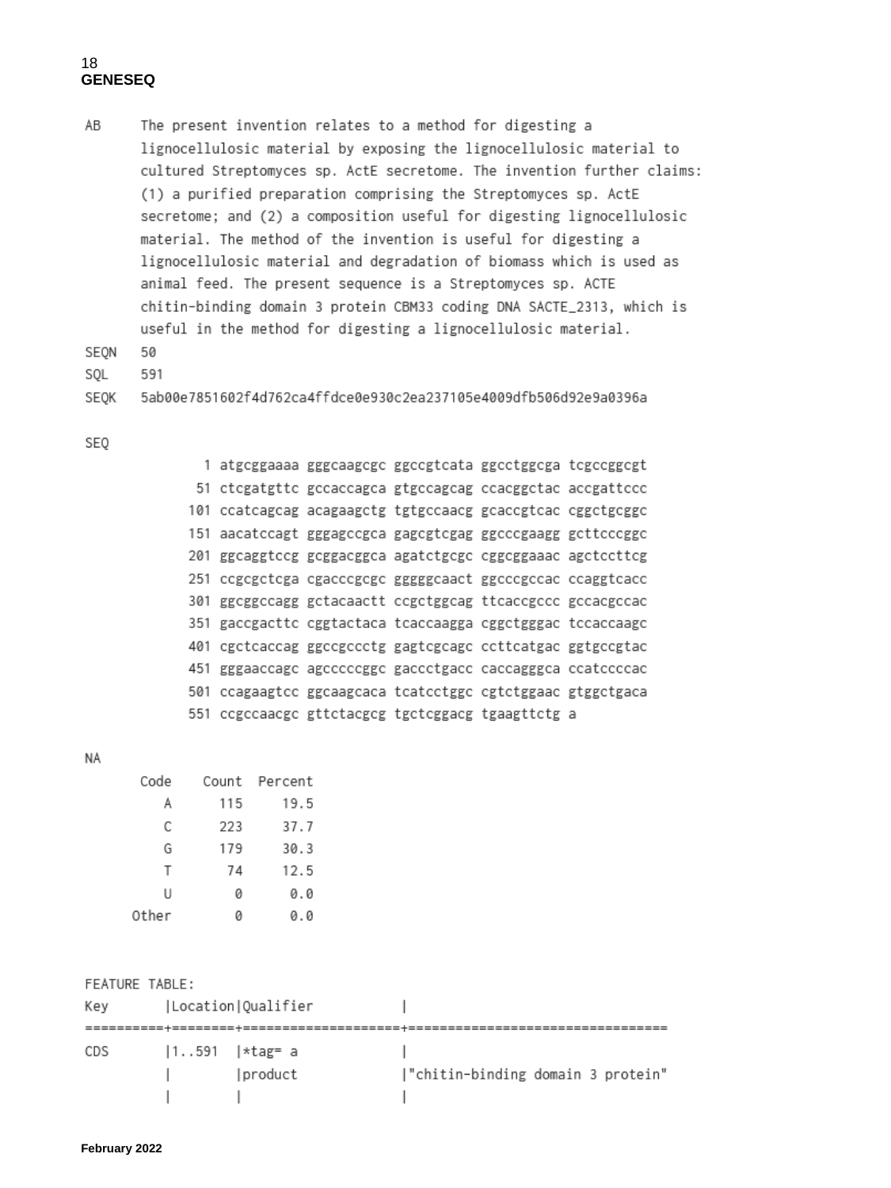**GENESEQ**

AB The present invention relates to a method for digesting a lignocellulosic material by exposing the lignocellulosic material to cultured Streptomyces sp. ActE secretome. The invention further claims: (1) a purified preparation comprising the Streptomyces sp. ActE secretome; and (2) a composition useful for digesting lignocellulosic material. The method of the invention is useful for digesting a lignocellulosic material and degradation of biomass which is used as animal feed. The present sequence is a Streptomyces sp. ACTE chitin-binding domain 3 protein CBM33 coding DNA SACTE_2313, which is useful in the method for digesting a lignocellulosic material.

SEQN 50

SQL 591

SEQK 5ab00e7851602f4d762ca4ffdce0e930c2ea237105e4009dfb506d92e9a0396a

SEQ

```
  1 atgcggaaaa gggcaagcgc ggccgtcata ggcctggcga tcgccggcgt
 51 ctcgatgttc gccaccagca gtgccagcag ccacggctac accgattccc
101 ccatcagcag acagaagctg tgtgccaacg gcaccgtcac cggctgcggc
151 aacatccagt gggagccgca gagcgtcgag ggcccgaagg gcttcccggc
201 ggcaggtccg gcggacggca agatctgcgc cggcggaaac agctccttcg
251 ccgcgctcga cgacccgcgc gggggcaact ggcccgccac ccaggtcacc
301 ggcggccagg gctacaactt ccgctggcag ttcaccgccc gccacgccac
351 gaccgacttc cggtactaca tcaccaagga cggctgggac tccaccaagc
401 cgctcaccag ggccgccctg gagtcgcagc ccttcatgac ggtgccgtac
451 gggaaccagc agcccccggc gaccctgacc caccagggca ccatccccac
501 ccagaagtcc ggcaagcaca tcatcctggc cgtctggaac gtggctgaca
551 ccgccaacgc gttctacgcg tgctcggacg tgaagttctg a
```

NA

| Code | Count | Percent |
|---|---|---|
| A | 115 | 19.5 |
| C | 223 | 37.7 |
| G | 179 | 30.3 |
| T | 74 | 12.5 |
| U | 0 | 0.0 |
| Other | 0 | 0.0 |

FEATURE TABLE:

| Key | Location | Qualifier | |
|---|---|---|---|
| CDS | 1..591 | *tag= a | |
| | | product | "chitin-binding domain 3 protein" |
| | | | |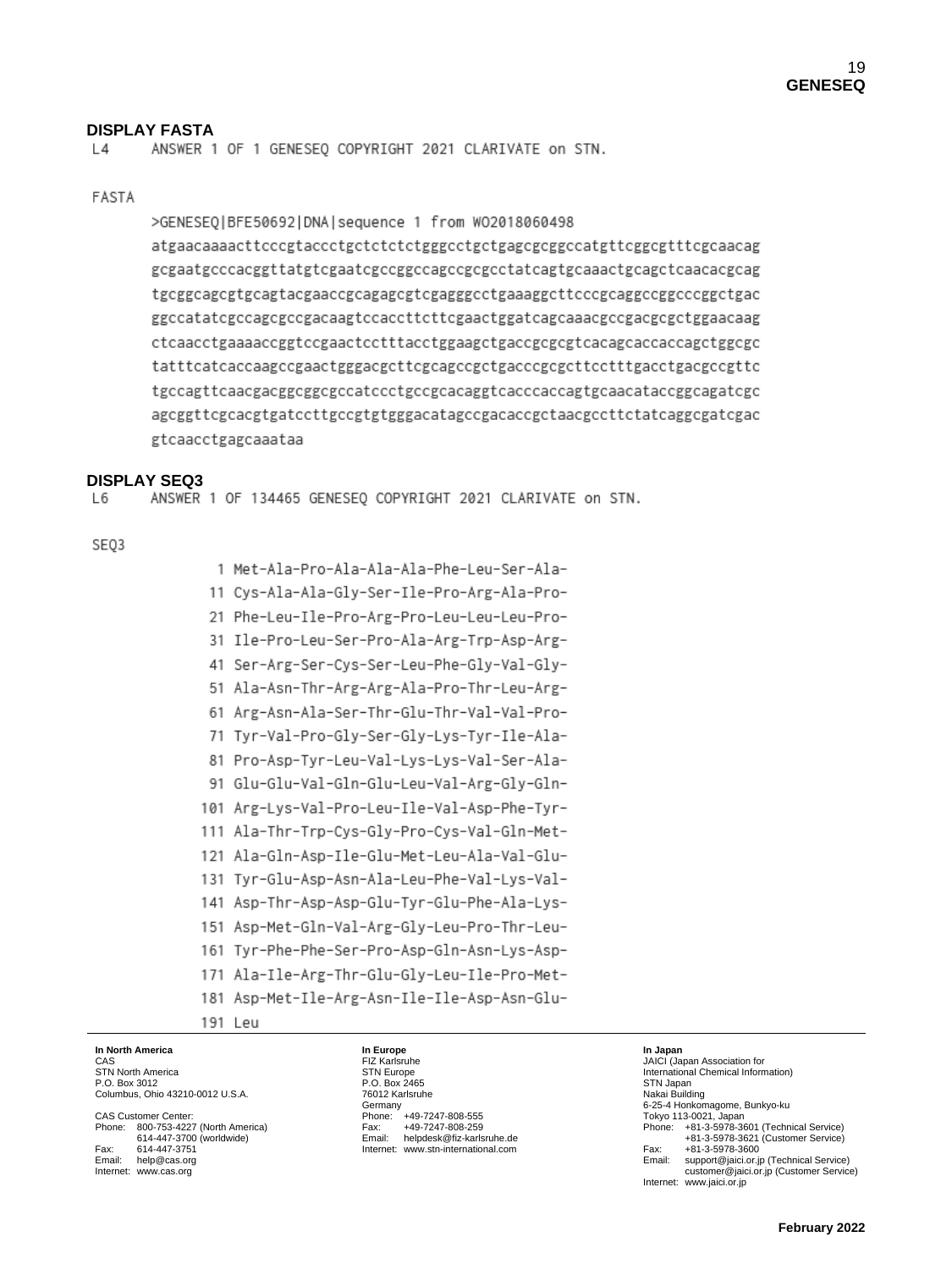## DISPLAY FASTA

```
L4     ANSWER 1 OF 1 GENESEQ COPYRIGHT 2021 CLARIVATE on STN.

FASTA

       >GENESEQ|BFE50692|DNA|sequence 1 from WO2018060498
       atgaacaaaacttcccgtaccctgctctctctgggcctgctgagcgcggccatgttcggcgtttcgcaacag
       gcgaatgcccacggttatgtcgaatcgccggccagccgcgcctatcagtgcaaactgcagctcaacacgcag
       tgcggcagcgtgcagtacgaaccgcagagcgtcgagggcctgaaaggcttcccgcaggccggcccggctgac
       ggccatatcgccagcgccgacaagtccaccttcttcgaactggatcagcaaacgccgacgcgctggaacaag
       ctcaacctgaaaaccggtccgaactcctttacctggaagctgaccgcgcgtcacagcaccaccagctggcgc
       tatttcatcaccaagccgaactgggacgcttcgcagccgctgacccgcgcttcctttgacctgacgccgttc
       tgccagttcaacgacggcggcgccatccctgccgcacaggtcacccaccagtgcaacataccggcagatcgc
       agcggttcgcacgtgatccttgccgtgtgggacatagccgacaccgctaacgccttctatcaggcgatcgac
       gtcaacctgagcaaataa
```

## DISPLAY SEQ3

```
L6     ANSWER 1 OF 134465 GENESEQ COPYRIGHT 2021 CLARIVATE on STN.

SEQ3

         1 Met-Ala-Pro-Ala-Ala-Ala-Phe-Leu-Ser-Ala-
        11 Cys-Ala-Ala-Gly-Ser-Ile-Pro-Arg-Ala-Pro-
        21 Phe-Leu-Ile-Pro-Arg-Pro-Leu-Leu-Leu-Pro-
        31 Ile-Pro-Leu-Ser-Pro-Ala-Arg-Trp-Asp-Arg-
        41 Ser-Arg-Ser-Cys-Ser-Leu-Phe-Gly-Val-Gly-
        51 Ala-Asn-Thr-Arg-Arg-Ala-Pro-Thr-Leu-Arg-
        61 Arg-Asn-Ala-Ser-Thr-Glu-Thr-Val-Val-Pro-
        71 Tyr-Val-Pro-Gly-Ser-Gly-Lys-Tyr-Ile-Ala-
        81 Pro-Asp-Tyr-Leu-Val-Lys-Lys-Val-Ser-Ala-
        91 Glu-Glu-Val-Gln-Glu-Leu-Val-Arg-Gly-Gln-
       101 Arg-Lys-Val-Pro-Leu-Ile-Val-Asp-Phe-Tyr-
       111 Ala-Thr-Trp-Cys-Gly-Pro-Cys-Val-Gln-Met-
       121 Ala-Gln-Asp-Ile-Glu-Met-Leu-Ala-Val-Glu-
       131 Tyr-Glu-Asp-Asn-Ala-Leu-Phe-Val-Lys-Val-
       141 Asp-Thr-Asp-Asp-Glu-Tyr-Glu-Phe-Ala-Lys-
       151 Asp-Met-Gln-Val-Arg-Gly-Leu-Pro-Thr-Leu-
       161 Tyr-Phe-Phe-Ser-Pro-Asp-Gln-Asn-Lys-Asp-
       171 Ala-Ile-Arg-Thr-Glu-Gly-Leu-Ile-Pro-Met-
       181 Asp-Met-Ile-Arg-Asn-Ile-Ile-Asp-Asn-Glu-
       191 Leu
```

**In North America**
CAS
STN North America
P.O. Box 3012
Columbus, Ohio 43210-0012 U.S.A.

CAS Customer Center:
Phone: 800-753-4227 (North America)
614-447-3700 (worldwide)
Fax: 614-447-3751
Email: help@cas.org
Internet: www.cas.org

**In Europe**
FIZ Karlsruhe
STN Europe
P.O. Box 2465
76012 Karlsruhe
Germany
Phone: +49-7247-808-555
Fax: +49-7247-808-259
Email: helpdesk@fiz-karlsruhe.de
Internet: www.stn-international.com

**In Japan**
JAICI (Japan Association for International Chemical Information)
STN Japan
Nakai Building
6-25-4 Honkomagome, Bunkyo-ku
Tokyo 113-0021, Japan
Phone: +81-3-5978-3601 (Technical Service)
+81-3-5978-3621 (Customer Service)
Fax: +81-3-5978-3600
Email: support@jaici.or.jp (Technical Service)
customer@jaici.or.jp (Customer Service)
Internet: www.jaici.or.jp

**February 2022**